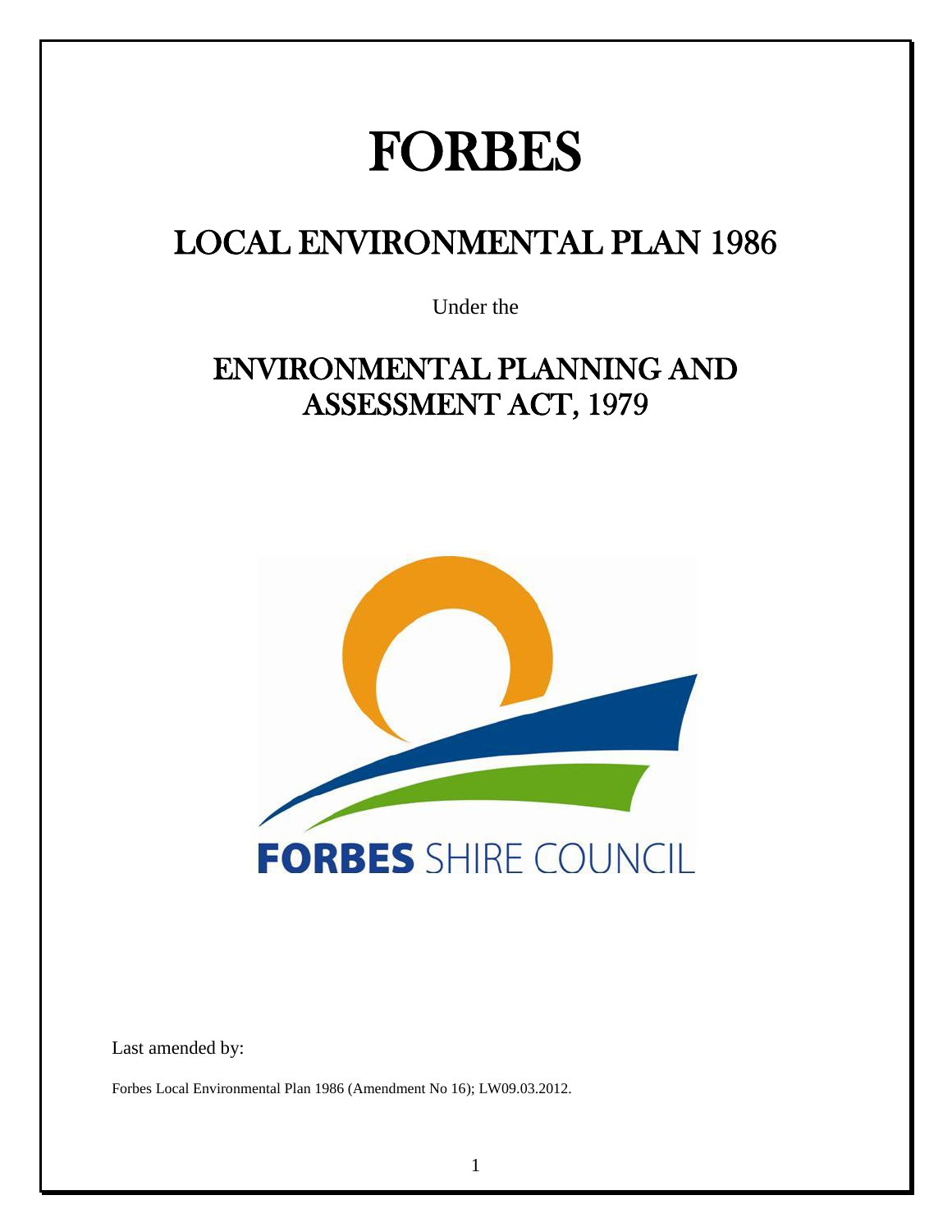# FORBES

## LOCAL ENVIRONMENTAL PLAN 1986

Under the

## ENVIRONMENTAL PLANNING AND ASSESSMENT ACT, 1979

FORBES SHIRE COUNCIL

Last amended by:

Forbes Local Environmental Plan 1986 (Amendment No 16); LW09.03.2012.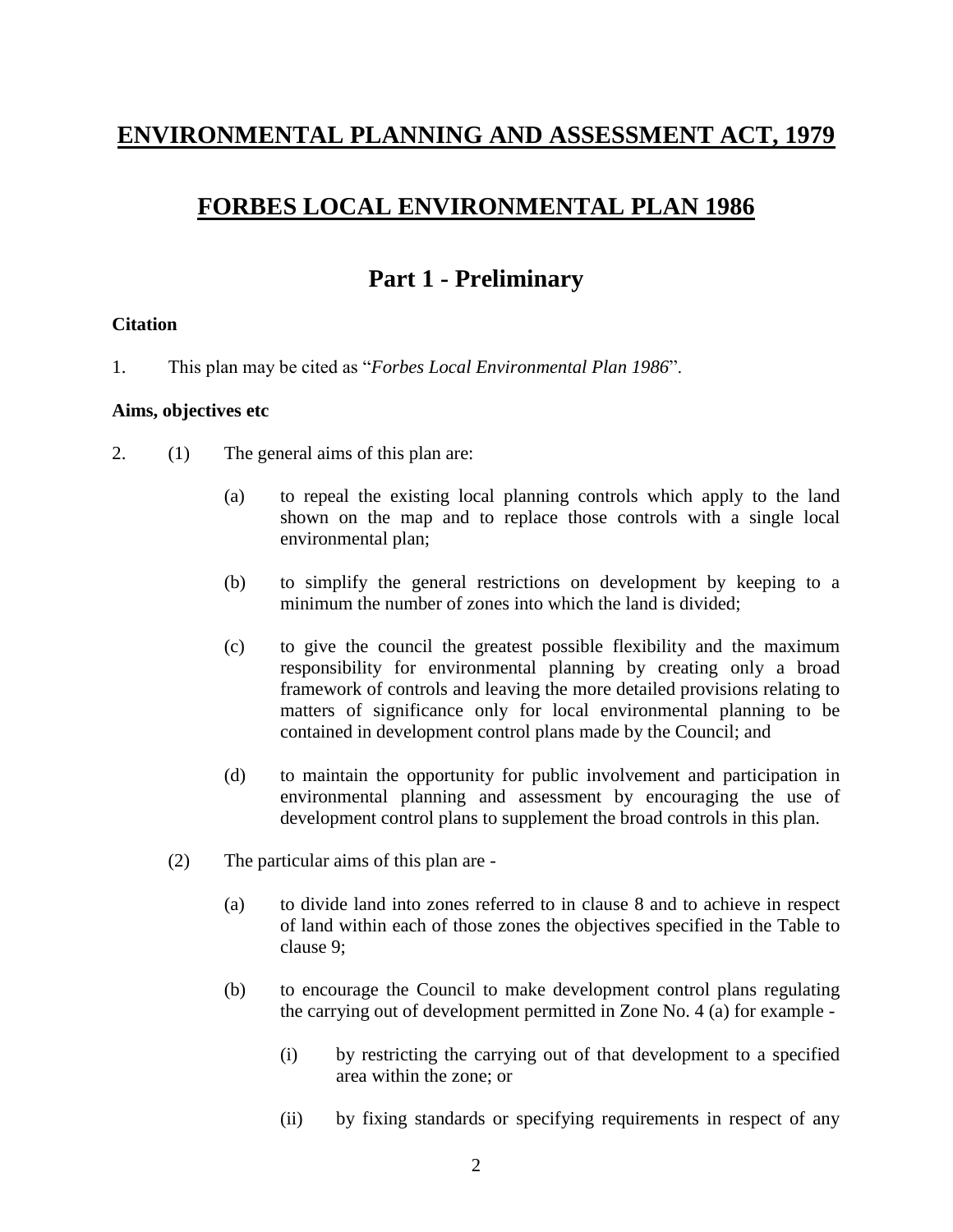# ENVIRONMENTAL PLANNING AND ASSESSMENT ACT, 1979

# FORBES LOCAL ENVIRONMENTAL PLAN 1986

## Part 1 - Preliminary

**Citation**

1. This plan may be cited as "*Forbes Local Environmental Plan 1986*".

**Aims, objectives etc**

2. (1) The general aims of this plan are:

   (a) to repeal the existing local planning controls which apply to the land shown on the map and to replace those controls with a single local environmental plan;

   (b) to simplify the general restrictions on development by keeping to a minimum the number of zones into which the land is divided;

   (c) to give the council the greatest possible flexibility and the maximum responsibility for environmental planning by creating only a broad framework of controls and leaving the more detailed provisions relating to matters of significance only for local environmental planning to be contained in development control plans made by the Council; and

   (d) to maintain the opportunity for public involvement and participation in environmental planning and assessment by encouraging the use of development control plans to supplement the broad controls in this plan.

   (2) The particular aims of this plan are -

   (a) to divide land into zones referred to in clause 8 and to achieve in respect of land within each of those zones the objectives specified in the Table to clause 9;

   (b) to encourage the Council to make development control plans regulating the carrying out of development permitted in Zone No. 4 (a) for example -

      (i) by restricting the carrying out of that development to a specified area within the zone; or

      (ii) by fixing standards or specifying requirements in respect of any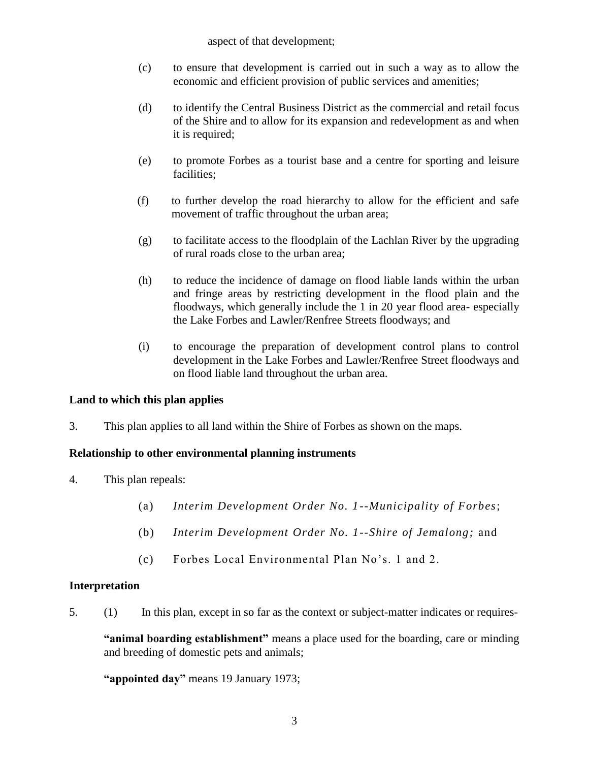aspect of that development;

(c) to ensure that development is carried out in such a way as to allow the economic and efficient provision of public services and amenities;

(d) to identify the Central Business District as the commercial and retail focus of the Shire and to allow for its expansion and redevelopment as and when it is required;

(e) to promote Forbes as a tourist base and a centre for sporting and leisure facilities;

(f) to further develop the road hierarchy to allow for the efficient and safe movement of traffic throughout the urban area;

(g) to facilitate access to the floodplain of the Lachlan River by the upgrading of rural roads close to the urban area;

(h) to reduce the incidence of damage on flood liable lands within the urban and fringe areas by restricting development in the flood plain and the floodways, which generally include the 1 in 20 year flood area- especially the Lake Forbes and Lawler/Renfree Streets floodways; and

(i) to encourage the preparation of development control plans to control development in the Lake Forbes and Lawler/Renfree Street floodways and on flood liable land throughout the urban area.

**Land to which this plan applies**

3. This plan applies to all land within the Shire of Forbes as shown on the maps.

**Relationship to other environmental planning instruments**

4. This plan repeals:

(a) *Interim Development Order No. 1--Municipality of Forbes*;

(b) *Interim Development Order No. 1--Shire of Jemalong;* and

(c) Forbes Local Environmental Plan No's. 1 and 2.

**Interpretation**

5. (1) In this plan, except in so far as the context or subject-matter indicates or requires-

**"animal boarding establishment"** means a place used for the boarding, care or minding and breeding of domestic pets and animals;

**"appointed day"** means 19 January 1973;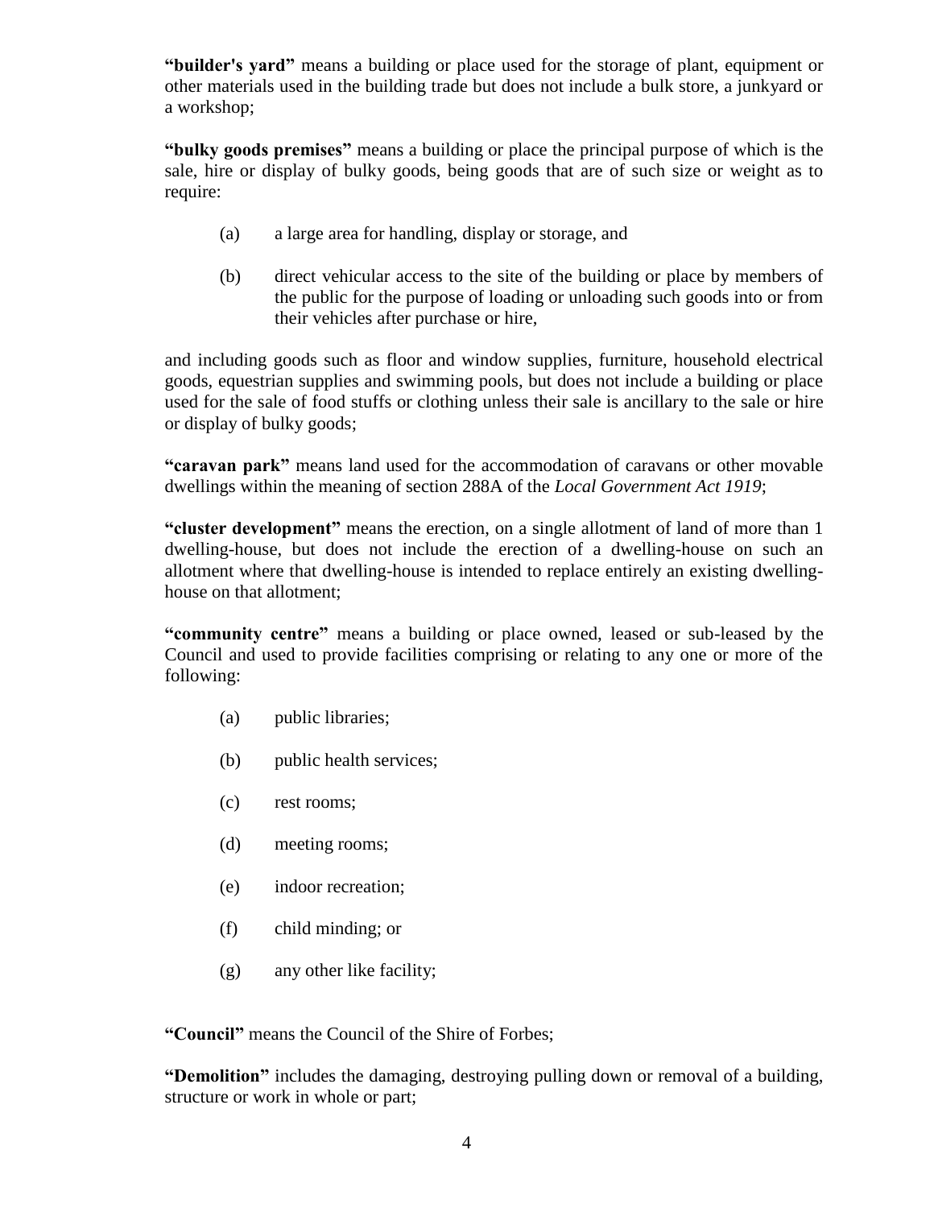**"builder's yard"** means a building or place used for the storage of plant, equipment or other materials used in the building trade but does not include a bulk store, a junkyard or a workshop;

**"bulky goods premises"** means a building or place the principal purpose of which is the sale, hire or display of bulky goods, being goods that are of such size or weight as to require:

(a) a large area for handling, display or storage, and

(b) direct vehicular access to the site of the building or place by members of the public for the purpose of loading or unloading such goods into or from their vehicles after purchase or hire,

and including goods such as floor and window supplies, furniture, household electrical goods, equestrian supplies and swimming pools, but does not include a building or place used for the sale of food stuffs or clothing unless their sale is ancillary to the sale or hire or display of bulky goods;

**"caravan park"** means land used for the accommodation of caravans or other movable dwellings within the meaning of section 288A of the *Local Government Act 1919*;

**"cluster development"** means the erection, on a single allotment of land of more than 1 dwelling-house, but does not include the erection of a dwelling-house on such an allotment where that dwelling-house is intended to replace entirely an existing dwelling-house on that allotment;

**"community centre"** means a building or place owned, leased or sub-leased by the Council and used to provide facilities comprising or relating to any one or more of the following:

(a) public libraries;

(b) public health services;

(c) rest rooms;

(d) meeting rooms;

(e) indoor recreation;

(f) child minding; or

(g) any other like facility;

**"Council"** means the Council of the Shire of Forbes;

**"Demolition"** includes the damaging, destroying pulling down or removal of a building, structure or work in whole or part;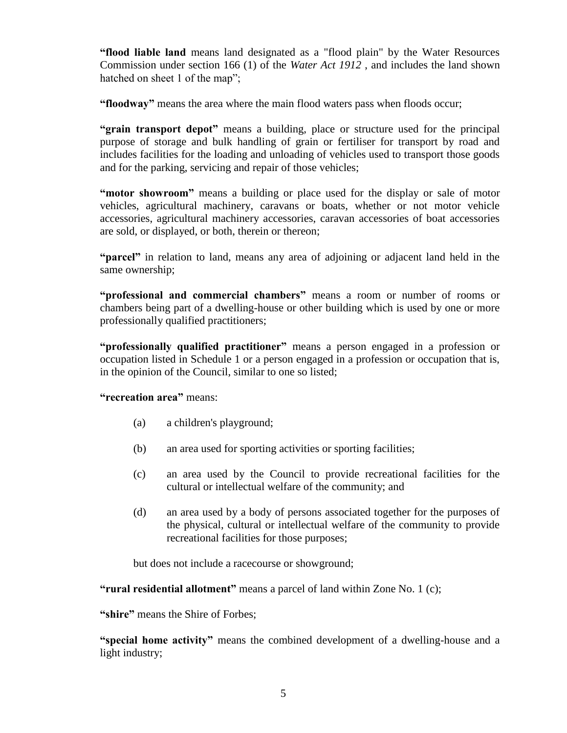**"flood liable land** means land designated as a "flood plain" by the Water Resources Commission under section 166 (1) of the *Water Act 1912* , and includes the land shown hatched on sheet 1 of the map";

**"floodway"** means the area where the main flood waters pass when floods occur;

**"grain transport depot"** means a building, place or structure used for the principal purpose of storage and bulk handling of grain or fertiliser for transport by road and includes facilities for the loading and unloading of vehicles used to transport those goods and for the parking, servicing and repair of those vehicles;

**"motor showroom"** means a building or place used for the display or sale of motor vehicles, agricultural machinery, caravans or boats, whether or not motor vehicle accessories, agricultural machinery accessories, caravan accessories of boat accessories are sold, or displayed, or both, therein or thereon;

**"parcel"** in relation to land, means any area of adjoining or adjacent land held in the same ownership;

**"professional and commercial chambers"** means a room or number of rooms or chambers being part of a dwelling-house or other building which is used by one or more professionally qualified practitioners;

**"professionally qualified practitioner"** means a person engaged in a profession or occupation listed in Schedule 1 or a person engaged in a profession or occupation that is, in the opinion of the Council, similar to one so listed;

**"recreation area"** means:

(a) a children's playground;

(b) an area used for sporting activities or sporting facilities;

(c) an area used by the Council to provide recreational facilities for the cultural or intellectual welfare of the community; and

(d) an area used by a body of persons associated together for the purposes of the physical, cultural or intellectual welfare of the community to provide recreational facilities for those purposes;

but does not include a racecourse or showground;

**"rural residential allotment"** means a parcel of land within Zone No. 1 (c);

**"shire"** means the Shire of Forbes;

**"special home activity"** means the combined development of a dwelling-house and a light industry;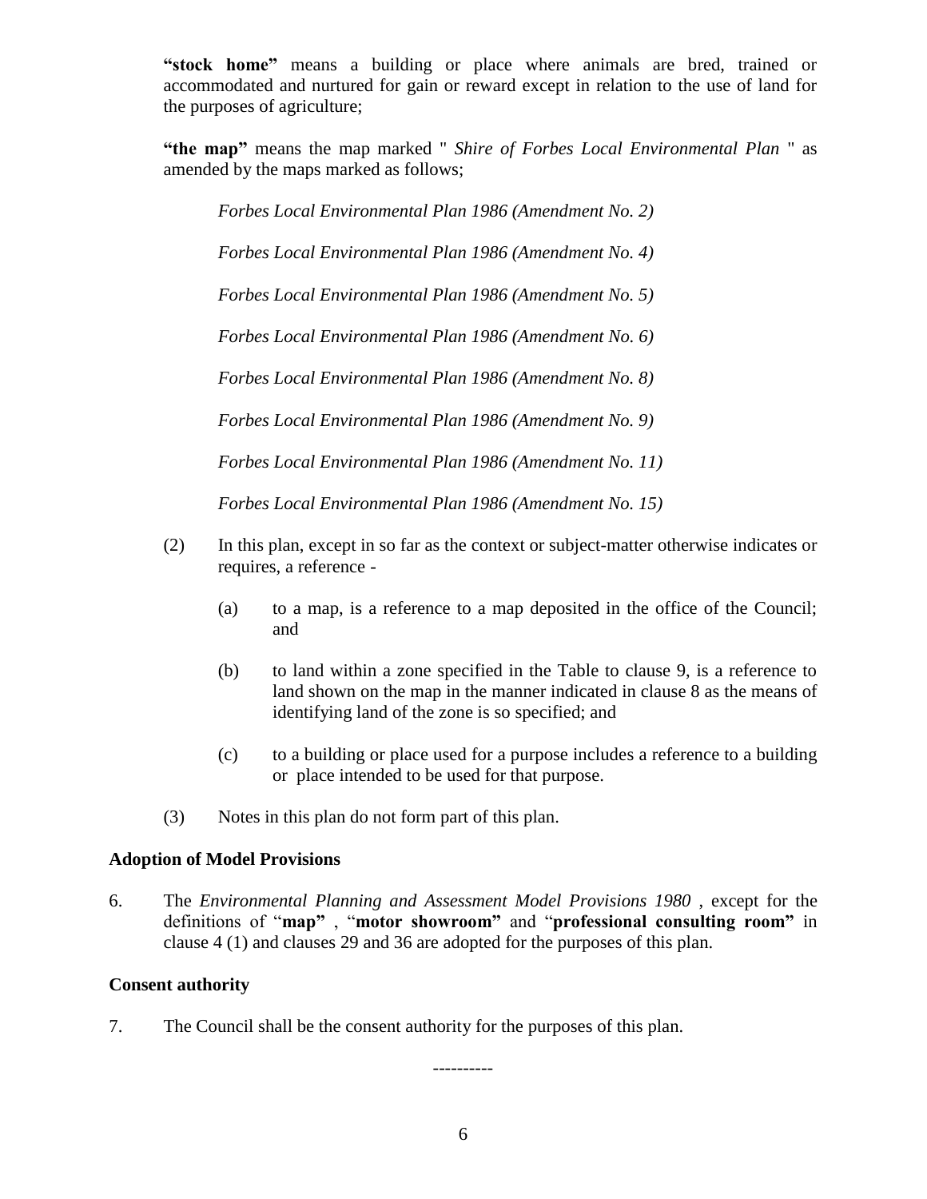**"stock home"** means a building or place where animals are bred, trained or accommodated and nurtured for gain or reward except in relation to the use of land for the purposes of agriculture;

**"the map"** means the map marked " *Shire of Forbes Local Environmental Plan* " as amended by the maps marked as follows;

*Forbes Local Environmental Plan 1986 (Amendment No. 2)*

*Forbes Local Environmental Plan 1986 (Amendment No. 4)*

*Forbes Local Environmental Plan 1986 (Amendment No. 5)*

*Forbes Local Environmental Plan 1986 (Amendment No. 6)*

*Forbes Local Environmental Plan 1986 (Amendment No. 8)*

*Forbes Local Environmental Plan 1986 (Amendment No. 9)*

*Forbes Local Environmental Plan 1986 (Amendment No. 11)*

*Forbes Local Environmental Plan 1986 (Amendment No. 15)*

(2) In this plan, except in so far as the context or subject-matter otherwise indicates or requires, a reference -

(a) to a map, is a reference to a map deposited in the office of the Council; and

(b) to land within a zone specified in the Table to clause 9, is a reference to land shown on the map in the manner indicated in clause 8 as the means of identifying land of the zone is so specified; and

(c) to a building or place used for a purpose includes a reference to a building or place intended to be used for that purpose.

(3) Notes in this plan do not form part of this plan.

**Adoption of Model Provisions**

6. The *Environmental Planning and Assessment Model Provisions 1980* , except for the definitions of "**map"** , "**motor showroom"** and "**professional consulting room"** in clause 4 (1) and clauses 29 and 36 are adopted for the purposes of this plan.

**Consent authority**

7. The Council shall be the consent authority for the purposes of this plan.

----------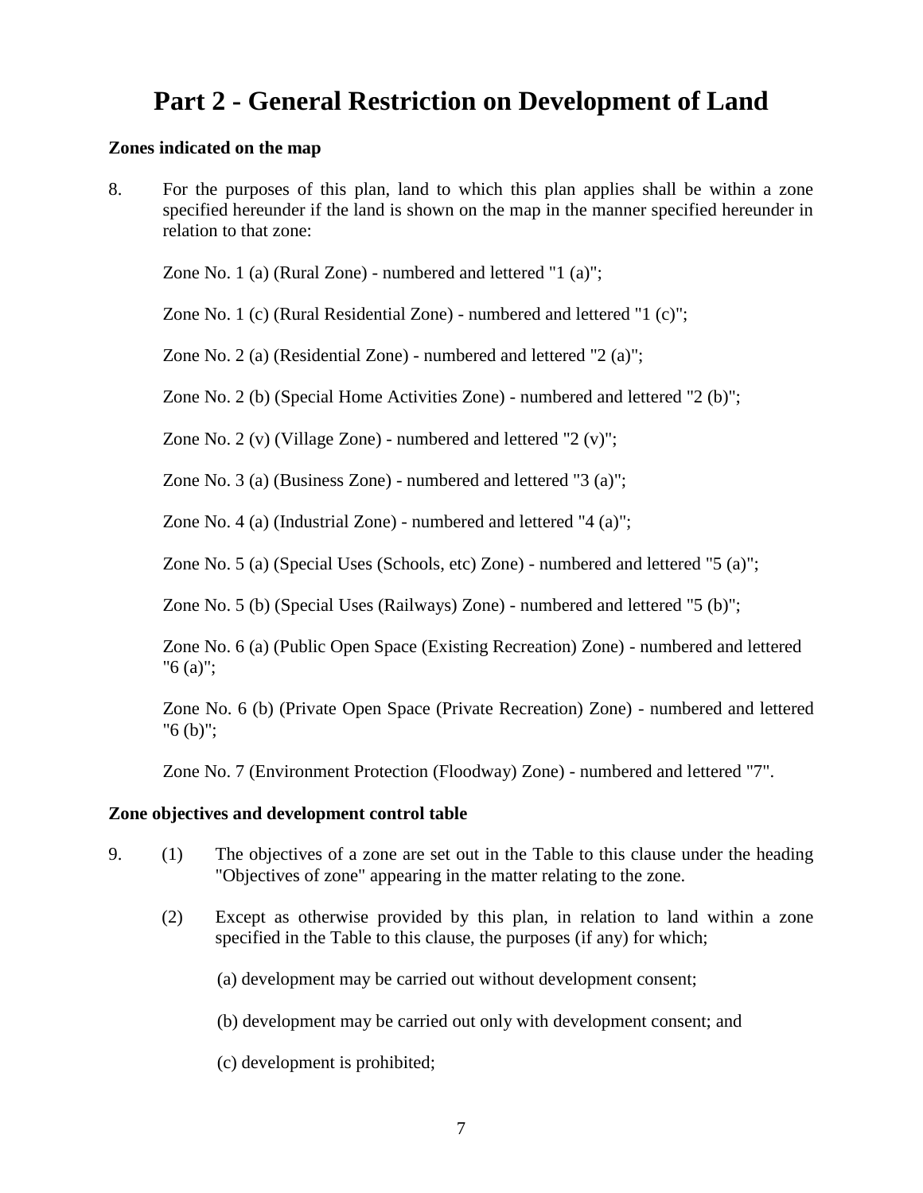# Part 2 - General Restriction on Development of Land

**Zones indicated on the map**

8. For the purposes of this plan, land to which this plan applies shall be within a zone specified hereunder if the land is shown on the map in the manner specified hereunder in relation to that zone:

   Zone No. 1 (a) (Rural Zone) - numbered and lettered "1 (a)";

   Zone No. 1 (c) (Rural Residential Zone) - numbered and lettered "1 (c)";

   Zone No. 2 (a) (Residential Zone) - numbered and lettered "2 (a)";

   Zone No. 2 (b) (Special Home Activities Zone) - numbered and lettered "2 (b)";

   Zone No. 2 (v) (Village Zone) - numbered and lettered "2 (v)";

   Zone No. 3 (a) (Business Zone) - numbered and lettered "3 (a)";

   Zone No. 4 (a) (Industrial Zone) - numbered and lettered "4 (a)";

   Zone No. 5 (a) (Special Uses (Schools, etc) Zone) - numbered and lettered "5 (a)";

   Zone No. 5 (b) (Special Uses (Railways) Zone) - numbered and lettered "5 (b)";

   Zone No. 6 (a) (Public Open Space (Existing Recreation) Zone) - numbered and lettered "6 (a)";

   Zone No. 6 (b) (Private Open Space (Private Recreation) Zone) - numbered and lettered "6 (b)";

   Zone No. 7 (Environment Protection (Floodway) Zone) - numbered and lettered "7".

**Zone objectives and development control table**

9. (1) The objectives of a zone are set out in the Table to this clause under the heading "Objectives of zone" appearing in the matter relating to the zone.

   (2) Except as otherwise provided by this plan, in relation to land within a zone specified in the Table to this clause, the purposes (if any) for which;

   (a) development may be carried out without development consent;

   (b) development may be carried out only with development consent; and

   (c) development is prohibited;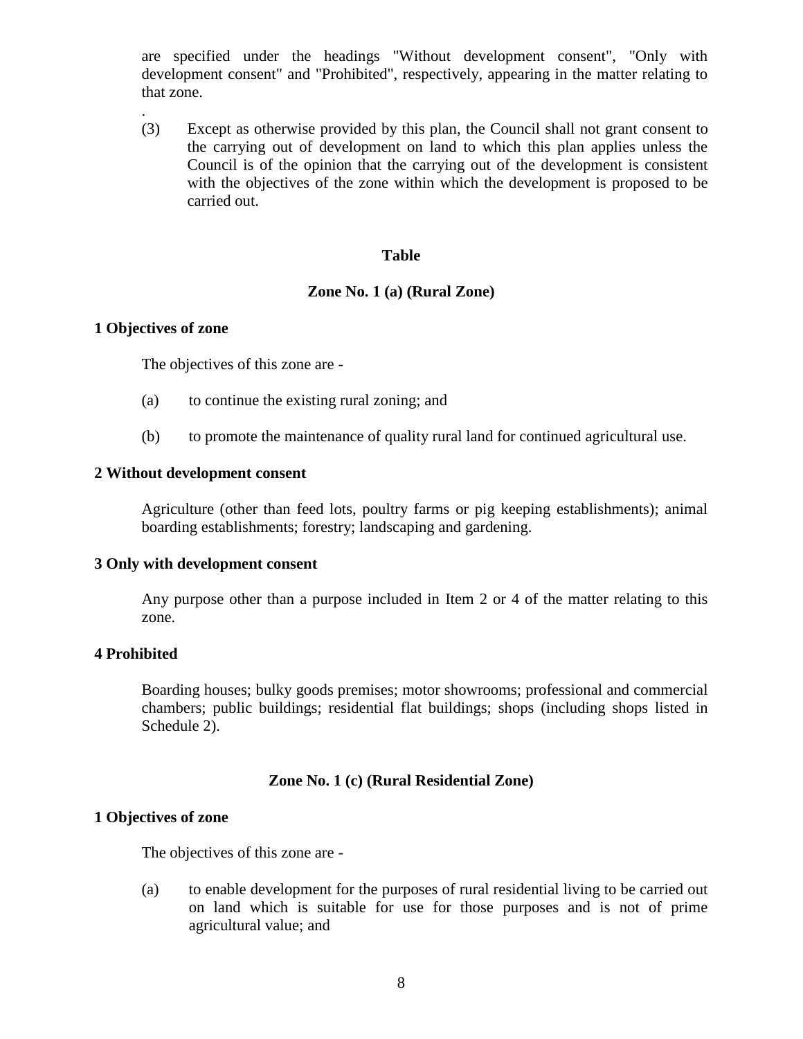are specified under the headings "Without development consent", "Only with development consent" and "Prohibited", respectively, appearing in the matter relating to that zone.

.

(3) Except as otherwise provided by this plan, the Council shall not grant consent to the carrying out of development on land to which this plan applies unless the Council is of the opinion that the carrying out of the development is consistent with the objectives of the zone within which the development is proposed to be carried out.

**Table**

**Zone No. 1 (a) (Rural Zone)**

**1 Objectives of zone**

The objectives of this zone are -

(a) to continue the existing rural zoning; and

(b) to promote the maintenance of quality rural land for continued agricultural use.

**2 Without development consent**

Agriculture (other than feed lots, poultry farms or pig keeping establishments); animal boarding establishments; forestry; landscaping and gardening.

**3 Only with development consent**

Any purpose other than a purpose included in Item 2 or 4 of the matter relating to this zone.

**4 Prohibited**

Boarding houses; bulky goods premises; motor showrooms; professional and commercial chambers; public buildings; residential flat buildings; shops (including shops listed in Schedule 2).

**Zone No. 1 (c) (Rural Residential Zone)**

**1 Objectives of zone**

The objectives of this zone are -

(a) to enable development for the purposes of rural residential living to be carried out on land which is suitable for use for those purposes and is not of prime agricultural value; and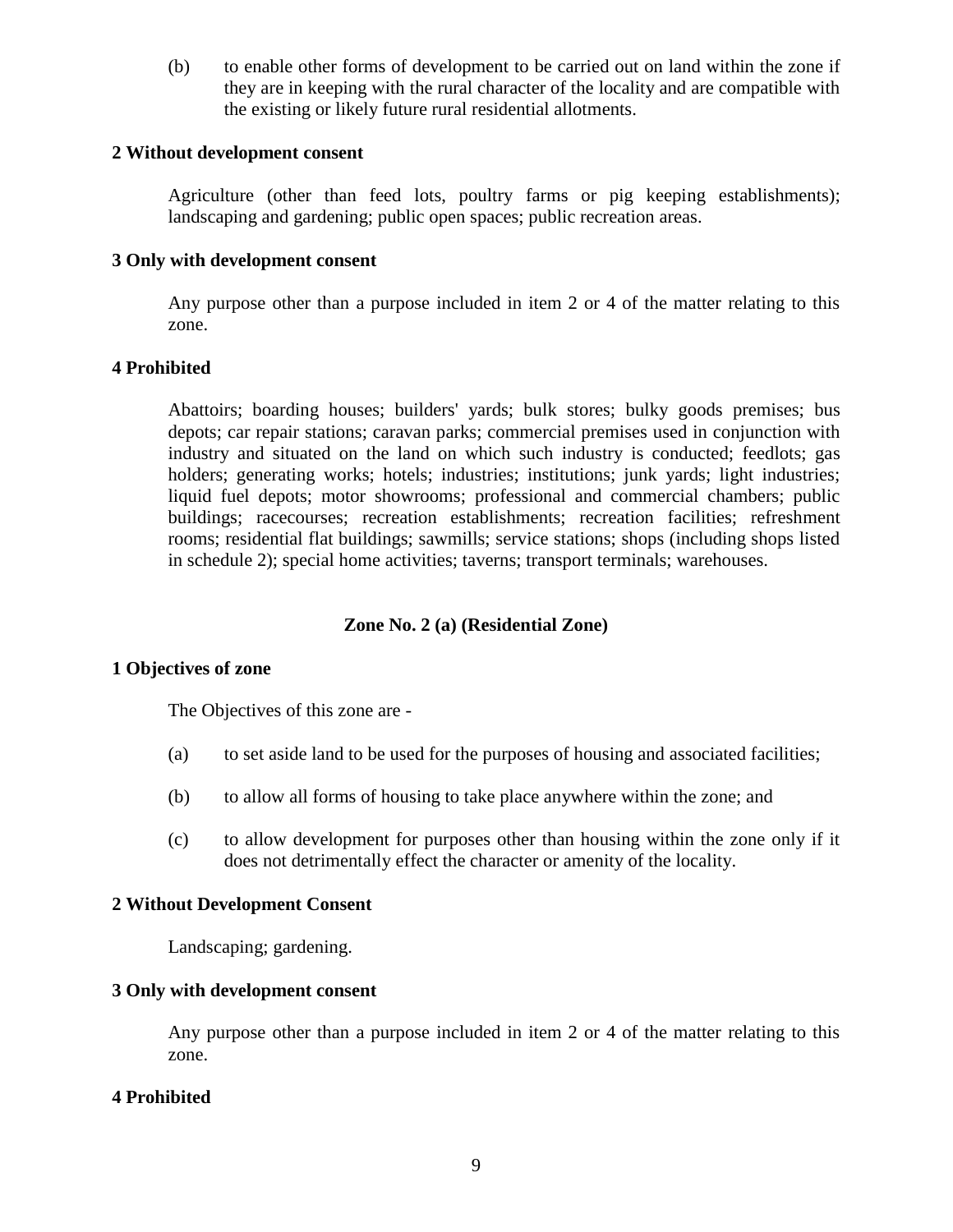(b) to enable other forms of development to be carried out on land within the zone if they are in keeping with the rural character of the locality and are compatible with the existing or likely future rural residential allotments.

**2 Without development consent**

Agriculture (other than feed lots, poultry farms or pig keeping establishments); landscaping and gardening; public open spaces; public recreation areas.

**3 Only with development consent**

Any purpose other than a purpose included in item 2 or 4 of the matter relating to this zone.

**4 Prohibited**

Abattoirs; boarding houses; builders' yards; bulk stores; bulky goods premises; bus depots; car repair stations; caravan parks; commercial premises used in conjunction with industry and situated on the land on which such industry is conducted; feedlots; gas holders; generating works; hotels; industries; institutions; junk yards; light industries; liquid fuel depots; motor showrooms; professional and commercial chambers; public buildings; racecourses; recreation establishments; recreation facilities; refreshment rooms; residential flat buildings; sawmills; service stations; shops (including shops listed in schedule 2); special home activities; taverns; transport terminals; warehouses.

## Zone No. 2 (a) (Residential Zone)

**1 Objectives of zone**

The Objectives of this zone are -

(a) to set aside land to be used for the purposes of housing and associated facilities;

(b) to allow all forms of housing to take place anywhere within the zone; and

(c) to allow development for purposes other than housing within the zone only if it does not detrimentally effect the character or amenity of the locality.

**2 Without Development Consent**

Landscaping; gardening.

**3 Only with development consent**

Any purpose other than a purpose included in item 2 or 4 of the matter relating to this zone.

**4 Prohibited**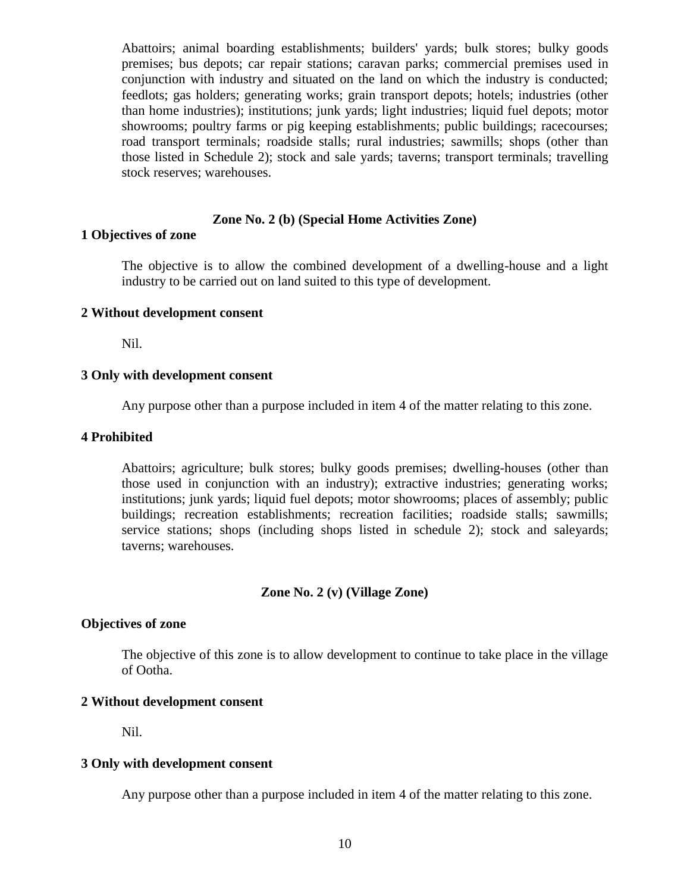Abattoirs; animal boarding establishments; builders' yards; bulk stores; bulky goods premises; bus depots; car repair stations; caravan parks; commercial premises used in conjunction with industry and situated on the land on which the industry is conducted; feedlots; gas holders; generating works; grain transport depots; hotels; industries (other than home industries); institutions; junk yards; light industries; liquid fuel depots; motor showrooms; poultry farms or pig keeping establishments; public buildings; racecourses; road transport terminals; roadside stalls; rural industries; sawmills; shops (other than those listed in Schedule 2); stock and sale yards; taverns; transport terminals; travelling stock reserves; warehouses.

### Zone No. 2 (b) (Special Home Activities Zone)

**1 Objectives of zone**

The objective is to allow the combined development of a dwelling-house and a light industry to be carried out on land suited to this type of development.

**2 Without development consent**

Nil.

**3 Only with development consent**

Any purpose other than a purpose included in item 4 of the matter relating to this zone.

**4 Prohibited**

Abattoirs; agriculture; bulk stores; bulky goods premises; dwelling-houses (other than those used in conjunction with an industry); extractive industries; generating works; institutions; junk yards; liquid fuel depots; motor showrooms; places of assembly; public buildings; recreation establishments; recreation facilities; roadside stalls; sawmills; service stations; shops (including shops listed in schedule 2); stock and saleyards; taverns; warehouses.

### Zone No. 2 (v) (Village Zone)

**Objectives of zone**

The objective of this zone is to allow development to continue to take place in the village of Ootha.

**2 Without development consent**

Nil.

**3 Only with development consent**

Any purpose other than a purpose included in item 4 of the matter relating to this zone.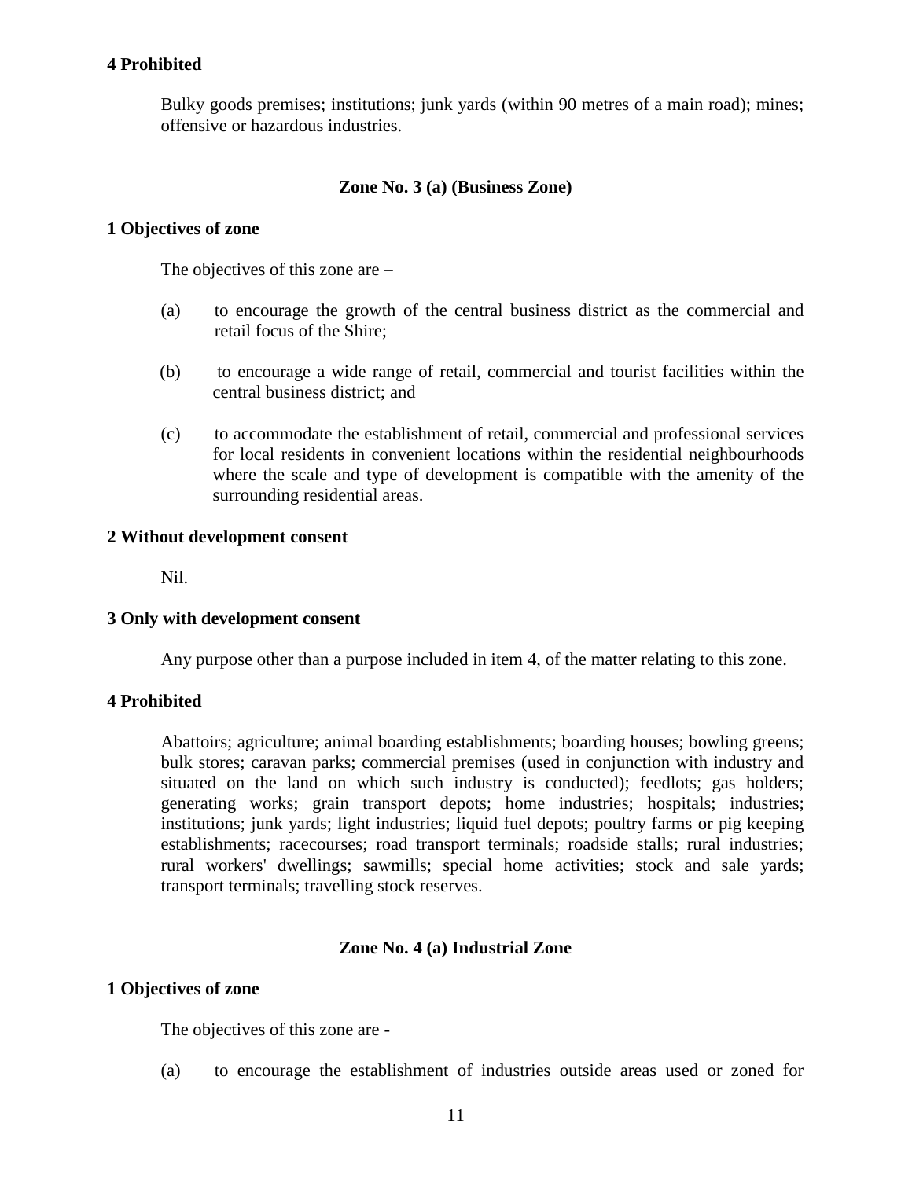**4 Prohibited**

Bulky goods premises; institutions; junk yards (within 90 metres of a main road); mines; offensive or hazardous industries.

## Zone No. 3 (a) (Business Zone)

**1 Objectives of zone**

The objectives of this zone are –

(a) to encourage the growth of the central business district as the commercial and retail focus of the Shire;

(b) to encourage a wide range of retail, commercial and tourist facilities within the central business district; and

(c) to accommodate the establishment of retail, commercial and professional services for local residents in convenient locations within the residential neighbourhoods where the scale and type of development is compatible with the amenity of the surrounding residential areas.

**2 Without development consent**

Nil.

**3 Only with development consent**

Any purpose other than a purpose included in item 4, of the matter relating to this zone.

**4 Prohibited**

Abattoirs; agriculture; animal boarding establishments; boarding houses; bowling greens; bulk stores; caravan parks; commercial premises (used in conjunction with industry and situated on the land on which such industry is conducted); feedlots; gas holders; generating works; grain transport depots; home industries; hospitals; industries; institutions; junk yards; light industries; liquid fuel depots; poultry farms or pig keeping establishments; racecourses; road transport terminals; roadside stalls; rural industries; rural workers' dwellings; sawmills; special home activities; stock and sale yards; transport terminals; travelling stock reserves.

## Zone No. 4 (a) Industrial Zone

**1 Objectives of zone**

The objectives of this zone are -

(a) to encourage the establishment of industries outside areas used or zoned for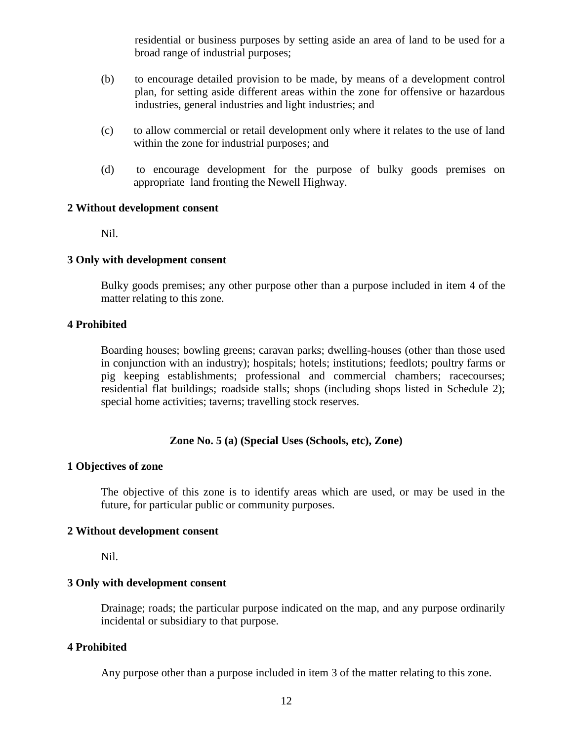residential or business purposes by setting aside an area of land to be used for a broad range of industrial purposes;

(b) to encourage detailed provision to be made, by means of a development control plan, for setting aside different areas within the zone for offensive or hazardous industries, general industries and light industries; and

(c) to allow commercial or retail development only where it relates to the use of land within the zone for industrial purposes; and

(d) to encourage development for the purpose of bulky goods premises on appropriate land fronting the Newell Highway.

**2 Without development consent**

Nil.

**3 Only with development consent**

Bulky goods premises; any other purpose other than a purpose included in item 4 of the matter relating to this zone.

**4 Prohibited**

Boarding houses; bowling greens; caravan parks; dwelling-houses (other than those used in conjunction with an industry); hospitals; hotels; institutions; feedlots; poultry farms or pig keeping establishments; professional and commercial chambers; racecourses; residential flat buildings; roadside stalls; shops (including shops listed in Schedule 2); special home activities; taverns; travelling stock reserves.

## Zone No. 5 (a) (Special Uses (Schools, etc), Zone)

**1 Objectives of zone**

The objective of this zone is to identify areas which are used, or may be used in the future, for particular public or community purposes.

**2 Without development consent**

Nil.

**3 Only with development consent**

Drainage; roads; the particular purpose indicated on the map, and any purpose ordinarily incidental or subsidiary to that purpose.

**4 Prohibited**

Any purpose other than a purpose included in item 3 of the matter relating to this zone.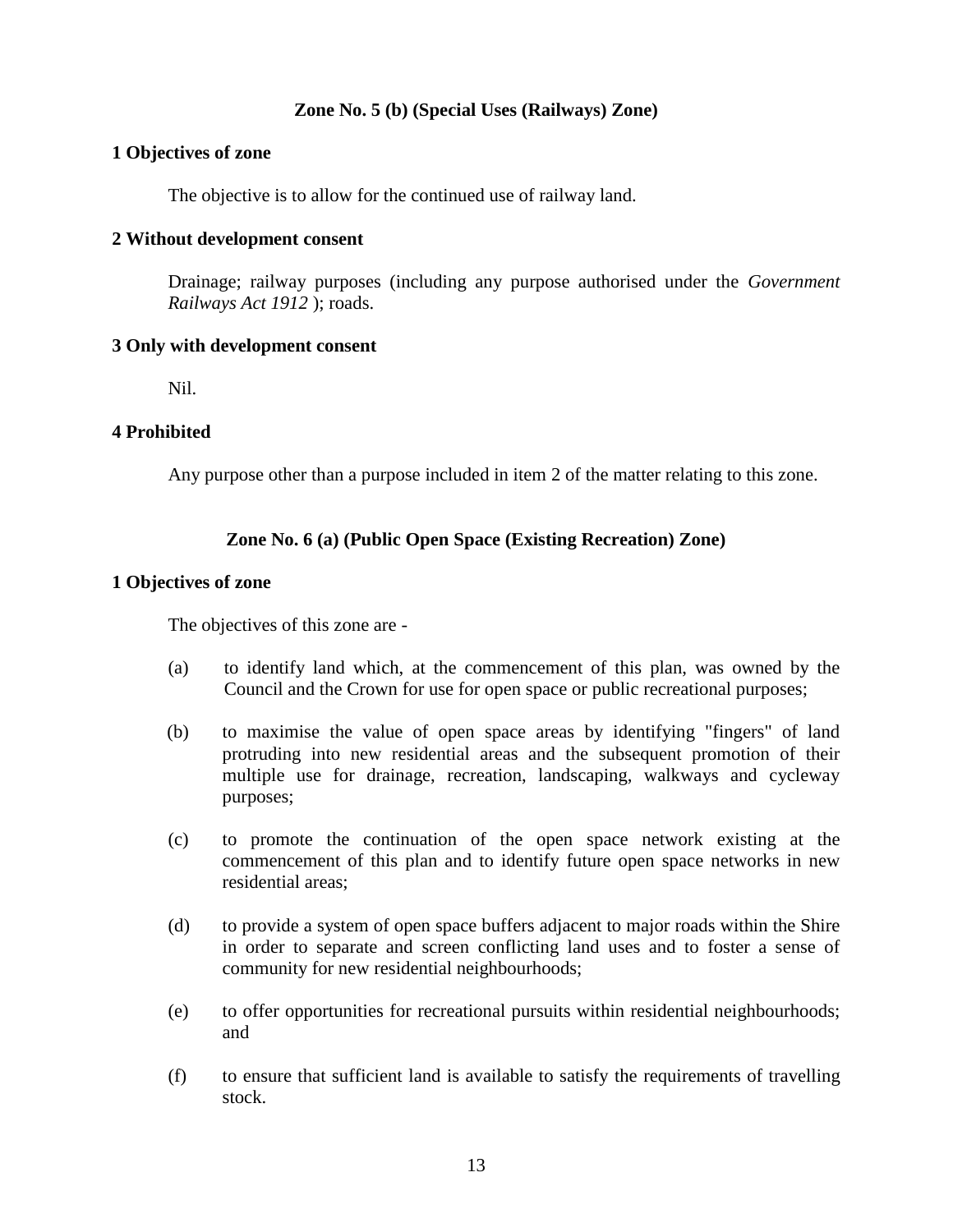## Zone No. 5 (b) (Special Uses (Railways) Zone)

### 1 Objectives of zone

The objective is to allow for the continued use of railway land.

### 2 Without development consent

Drainage; railway purposes (including any purpose authorised under the *Government Railways Act 1912* ); roads.

### 3 Only with development consent

Nil.

### 4 Prohibited

Any purpose other than a purpose included in item 2 of the matter relating to this zone.

## Zone No. 6 (a) (Public Open Space (Existing Recreation) Zone)

### 1 Objectives of zone

The objectives of this zone are -

(a) to identify land which, at the commencement of this plan, was owned by the Council and the Crown for use for open space or public recreational purposes;

(b) to maximise the value of open space areas by identifying "fingers" of land protruding into new residential areas and the subsequent promotion of their multiple use for drainage, recreation, landscaping, walkways and cycleway purposes;

(c) to promote the continuation of the open space network existing at the commencement of this plan and to identify future open space networks in new residential areas;

(d) to provide a system of open space buffers adjacent to major roads within the Shire in order to separate and screen conflicting land uses and to foster a sense of community for new residential neighbourhoods;

(e) to offer opportunities for recreational pursuits within residential neighbourhoods; and

(f) to ensure that sufficient land is available to satisfy the requirements of travelling stock.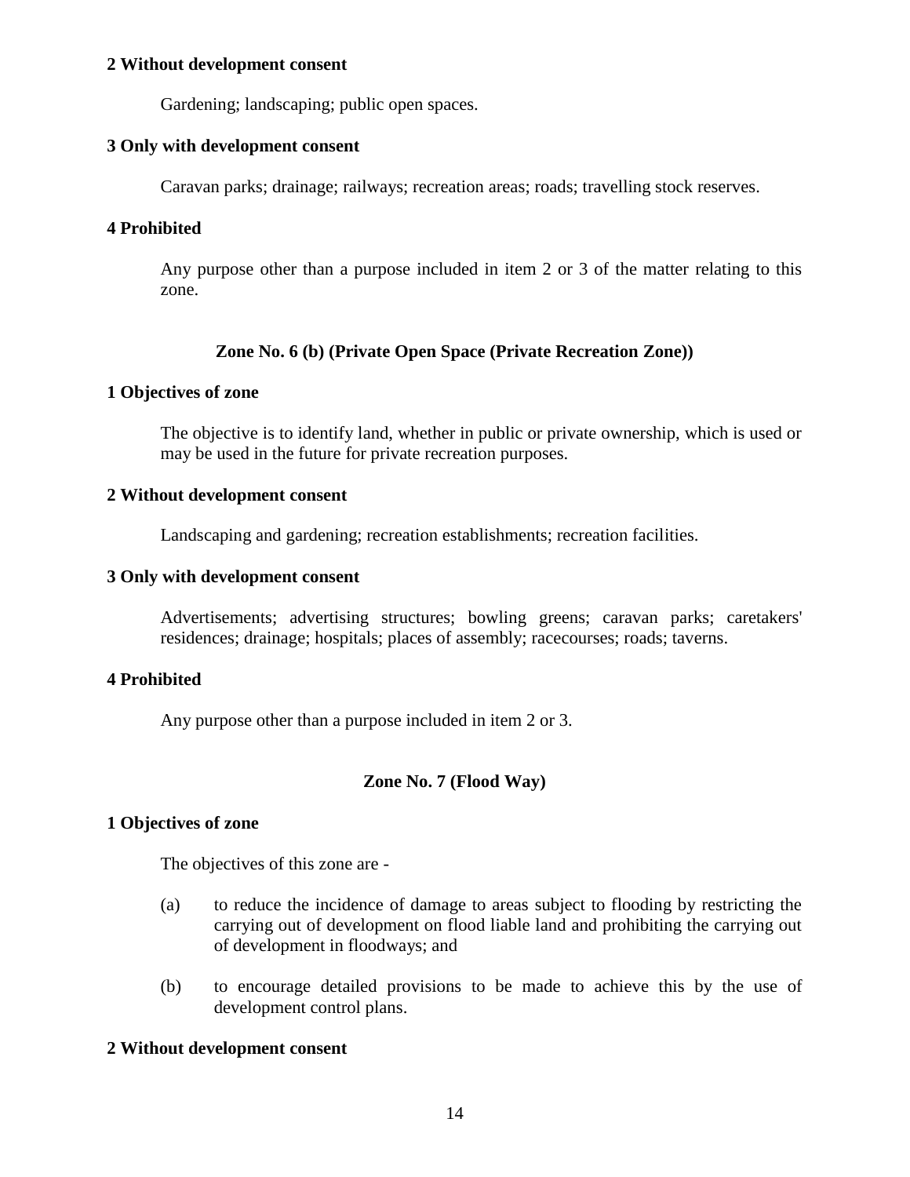**2 Without development consent**

Gardening; landscaping; public open spaces.

**3 Only with development consent**

Caravan parks; drainage; railways; recreation areas; roads; travelling stock reserves.

**4 Prohibited**

Any purpose other than a purpose included in item 2 or 3 of the matter relating to this zone.

### Zone No. 6 (b) (Private Open Space (Private Recreation Zone))

**1 Objectives of zone**

The objective is to identify land, whether in public or private ownership, which is used or may be used in the future for private recreation purposes.

**2 Without development consent**

Landscaping and gardening; recreation establishments; recreation facilities.

**3 Only with development consent**

Advertisements; advertising structures; bowling greens; caravan parks; caretakers' residences; drainage; hospitals; places of assembly; racecourses; roads; taverns.

**4 Prohibited**

Any purpose other than a purpose included in item 2 or 3.

### Zone No. 7 (Flood Way)

**1 Objectives of zone**

The objectives of this zone are -

(a) to reduce the incidence of damage to areas subject to flooding by restricting the carrying out of development on flood liable land and prohibiting the carrying out of development in floodways; and

(b) to encourage detailed provisions to be made to achieve this by the use of development control plans.

**2 Without development consent**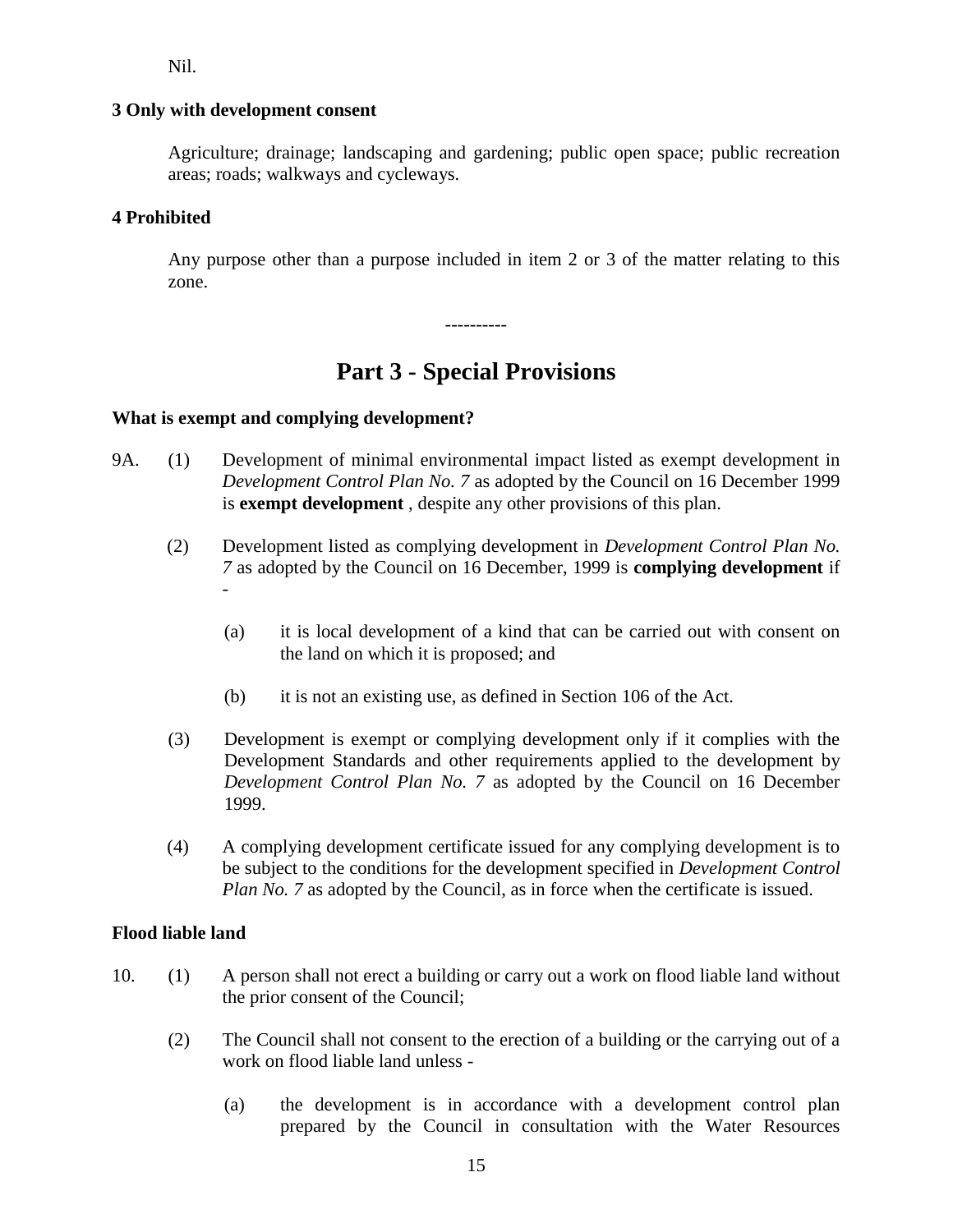Nil.

**3 Only with development consent**

Agriculture; drainage; landscaping and gardening; public open space; public recreation areas; roads; walkways and cycleways.

**4 Prohibited**

Any purpose other than a purpose included in item 2 or 3 of the matter relating to this zone.

----------

# Part 3 - Special Provisions

**What is exempt and complying development?**

9A. (1) Development of minimal environmental impact listed as exempt development in *Development Control Plan No. 7* as adopted by the Council on 16 December 1999 is **exempt development** , despite any other provisions of this plan.

(2) Development listed as complying development in *Development Control Plan No. 7* as adopted by the Council on 16 December, 1999 is **complying development** if -

(a) it is local development of a kind that can be carried out with consent on the land on which it is proposed; and

(b) it is not an existing use, as defined in Section 106 of the Act.

(3) Development is exempt or complying development only if it complies with the Development Standards and other requirements applied to the development by *Development Control Plan No. 7* as adopted by the Council on 16 December 1999.

(4) A complying development certificate issued for any complying development is to be subject to the conditions for the development specified in *Development Control Plan No. 7* as adopted by the Council, as in force when the certificate is issued.

**Flood liable land**

10. (1) A person shall not erect a building or carry out a work on flood liable land without the prior consent of the Council;

(2) The Council shall not consent to the erection of a building or the carrying out of a work on flood liable land unless -

(a) the development is in accordance with a development control plan prepared by the Council in consultation with the Water Resources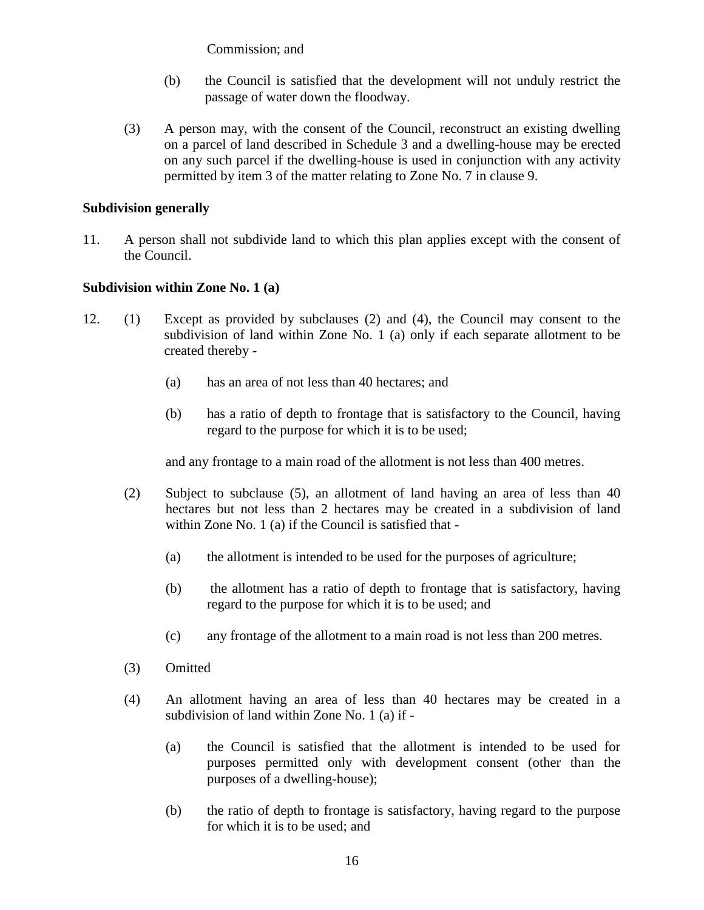Commission; and

(b) the Council is satisfied that the development will not unduly restrict the passage of water down the floodway.

(3) A person may, with the consent of the Council, reconstruct an existing dwelling on a parcel of land described in Schedule 3 and a dwelling-house may be erected on any such parcel if the dwelling-house is used in conjunction with any activity permitted by item 3 of the matter relating to Zone No. 7 in clause 9.

**Subdivision generally**

11. A person shall not subdivide land to which this plan applies except with the consent of the Council.

**Subdivision within Zone No. 1 (a)**

12. (1) Except as provided by subclauses (2) and (4), the Council may consent to the subdivision of land within Zone No. 1 (a) only if each separate allotment to be created thereby -

(a) has an area of not less than 40 hectares; and

(b) has a ratio of depth to frontage that is satisfactory to the Council, having regard to the purpose for which it is to be used;

and any frontage to a main road of the allotment is not less than 400 metres.

(2) Subject to subclause (5), an allotment of land having an area of less than 40 hectares but not less than 2 hectares may be created in a subdivision of land within Zone No. 1 (a) if the Council is satisfied that -

(a) the allotment is intended to be used for the purposes of agriculture;

(b) the allotment has a ratio of depth to frontage that is satisfactory, having regard to the purpose for which it is to be used; and

(c) any frontage of the allotment to a main road is not less than 200 metres.

(3) Omitted

(4) An allotment having an area of less than 40 hectares may be created in a subdivision of land within Zone No. 1 (a) if -

(a) the Council is satisfied that the allotment is intended to be used for purposes permitted only with development consent (other than the purposes of a dwelling-house);

(b) the ratio of depth to frontage is satisfactory, having regard to the purpose for which it is to be used; and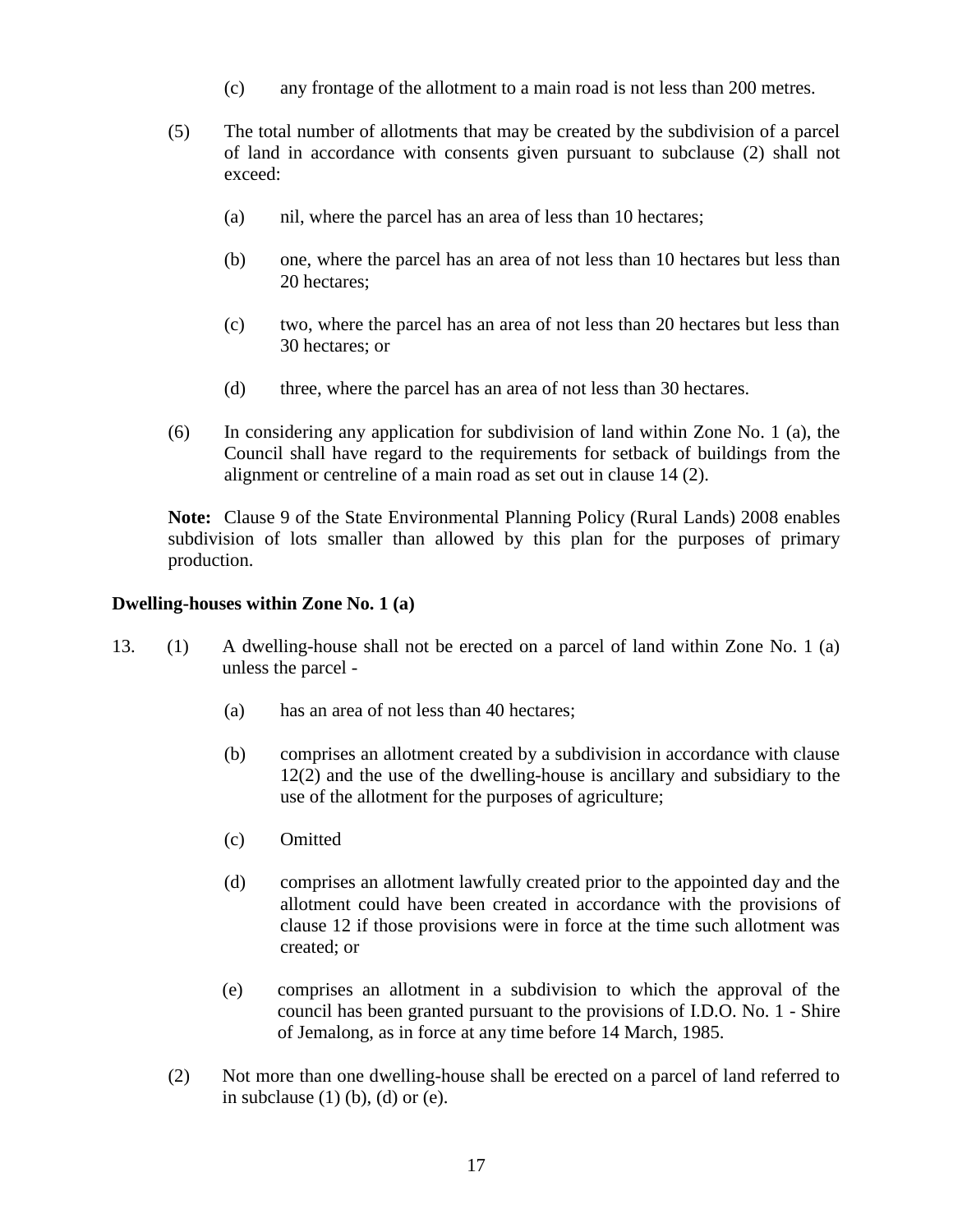(c) any frontage of the allotment to a main road is not less than 200 metres.

(5) The total number of allotments that may be created by the subdivision of a parcel of land in accordance with consents given pursuant to subclause (2) shall not exceed:

(a) nil, where the parcel has an area of less than 10 hectares;

(b) one, where the parcel has an area of not less than 10 hectares but less than 20 hectares;

(c) two, where the parcel has an area of not less than 20 hectares but less than 30 hectares; or

(d) three, where the parcel has an area of not less than 30 hectares.

(6) In considering any application for subdivision of land within Zone No. 1 (a), the Council shall have regard to the requirements for setback of buildings from the alignment or centreline of a main road as set out in clause 14 (2).

**Note:** Clause 9 of the State Environmental Planning Policy (Rural Lands) 2008 enables subdivision of lots smaller than allowed by this plan for the purposes of primary production.

**Dwelling-houses within Zone No. 1 (a)**

13. (1) A dwelling-house shall not be erected on a parcel of land within Zone No. 1 (a) unless the parcel -

(a) has an area of not less than 40 hectares;

(b) comprises an allotment created by a subdivision in accordance with clause 12(2) and the use of the dwelling-house is ancillary and subsidiary to the use of the allotment for the purposes of agriculture;

(c) Omitted

(d) comprises an allotment lawfully created prior to the appointed day and the allotment could have been created in accordance with the provisions of clause 12 if those provisions were in force at the time such allotment was created; or

(e) comprises an allotment in a subdivision to which the approval of the council has been granted pursuant to the provisions of I.D.O. No. 1 - Shire of Jemalong, as in force at any time before 14 March, 1985.

(2) Not more than one dwelling-house shall be erected on a parcel of land referred to in subclause (1) (b), (d) or (e).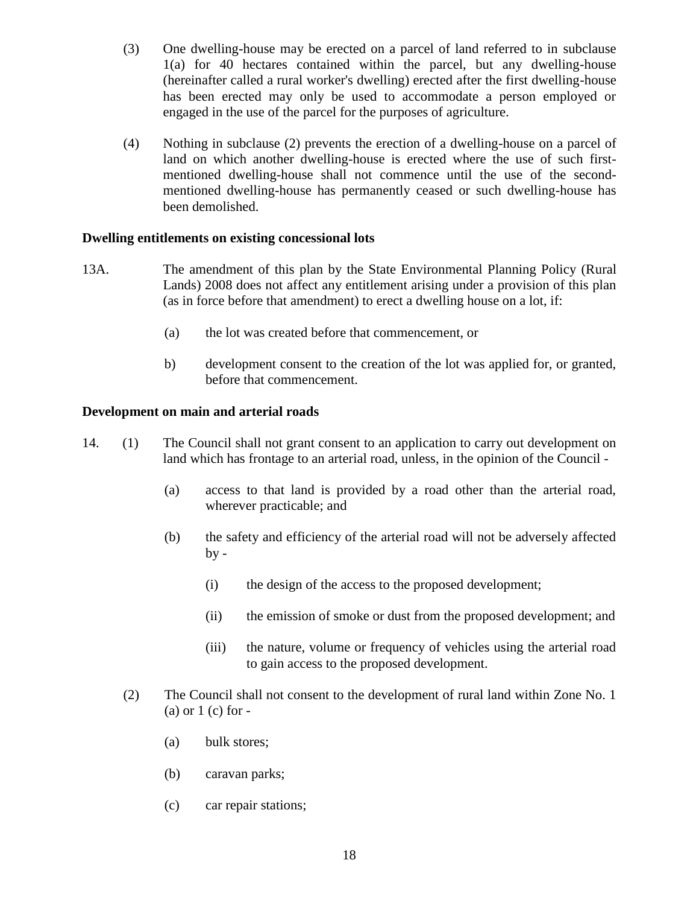(3) One dwelling-house may be erected on a parcel of land referred to in subclause 1(a) for 40 hectares contained within the parcel, but any dwelling-house (hereinafter called a rural worker's dwelling) erected after the first dwelling-house has been erected may only be used to accommodate a person employed or engaged in the use of the parcel for the purposes of agriculture.

(4) Nothing in subclause (2) prevents the erection of a dwelling-house on a parcel of land on which another dwelling-house is erected where the use of such first-mentioned dwelling-house shall not commence until the use of the second-mentioned dwelling-house has permanently ceased or such dwelling-house has been demolished.

**Dwelling entitlements on existing concessional lots**

13A. The amendment of this plan by the State Environmental Planning Policy (Rural Lands) 2008 does not affect any entitlement arising under a provision of this plan (as in force before that amendment) to erect a dwelling house on a lot, if:

(a) the lot was created before that commencement, or

b) development consent to the creation of the lot was applied for, or granted, before that commencement.

**Development on main and arterial roads**

14. (1) The Council shall not grant consent to an application to carry out development on land which has frontage to an arterial road, unless, in the opinion of the Council -

(a) access to that land is provided by a road other than the arterial road, wherever practicable; and

(b) the safety and efficiency of the arterial road will not be adversely affected by -

(i) the design of the access to the proposed development;

(ii) the emission of smoke or dust from the proposed development; and

(iii) the nature, volume or frequency of vehicles using the arterial road to gain access to the proposed development.

(2) The Council shall not consent to the development of rural land within Zone No. 1 (a) or 1 (c) for -

(a) bulk stores;

(b) caravan parks;

(c) car repair stations;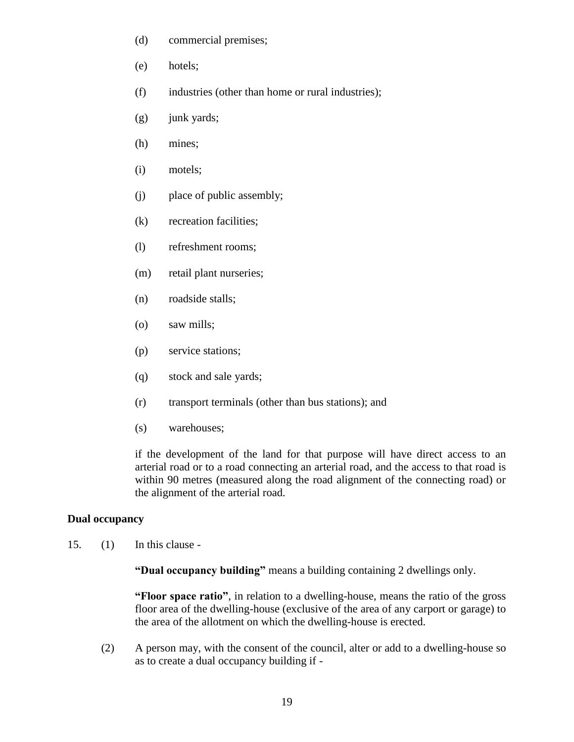(d) commercial premises;

(e) hotels;

(f) industries (other than home or rural industries);

(g) junk yards;

(h) mines;

(i) motels;

(j) place of public assembly;

(k) recreation facilities;

(l) refreshment rooms;

(m) retail plant nurseries;

(n) roadside stalls;

(o) saw mills;

(p) service stations;

(q) stock and sale yards;

(r) transport terminals (other than bus stations); and

(s) warehouses;

if the development of the land for that purpose will have direct access to an arterial road or to a road connecting an arterial road, and the access to that road is within 90 metres (measured along the road alignment of the connecting road) or the alignment of the arterial road.

**Dual occupancy**

15. (1) In this clause -

**"Dual occupancy building"** means a building containing 2 dwellings only.

**"Floor space ratio"**, in relation to a dwelling-house, means the ratio of the gross floor area of the dwelling-house (exclusive of the area of any carport or garage) to the area of the allotment on which the dwelling-house is erected.

(2) A person may, with the consent of the council, alter or add to a dwelling-house so as to create a dual occupancy building if -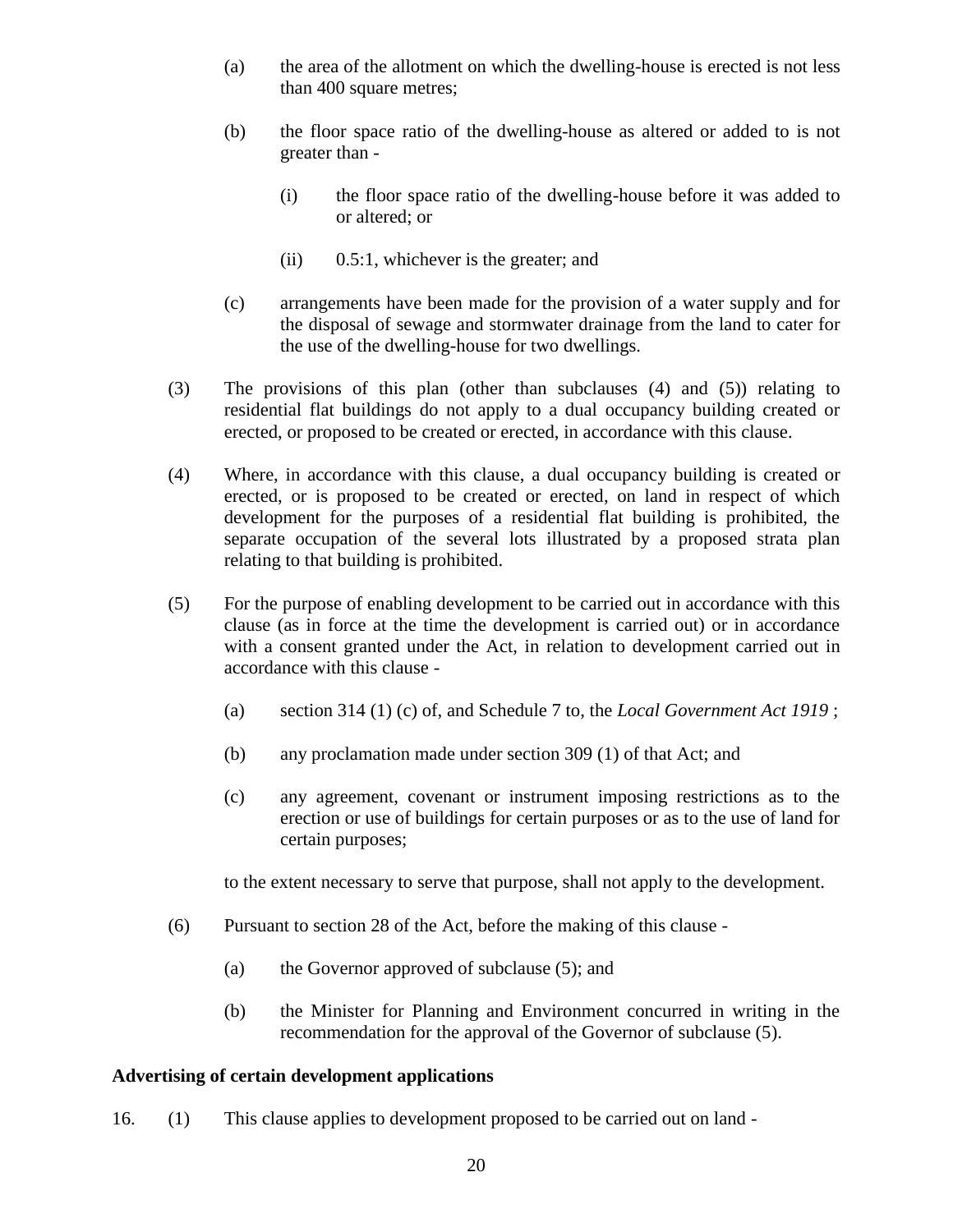(a) the area of the allotment on which the dwelling-house is erected is not less than 400 square metres;

(b) the floor space ratio of the dwelling-house as altered or added to is not greater than -

(i) the floor space ratio of the dwelling-house before it was added to or altered; or

(ii) 0.5:1, whichever is the greater; and

(c) arrangements have been made for the provision of a water supply and for the disposal of sewage and stormwater drainage from the land to cater for the use of the dwelling-house for two dwellings.

(3) The provisions of this plan (other than subclauses (4) and (5)) relating to residential flat buildings do not apply to a dual occupancy building created or erected, or proposed to be created or erected, in accordance with this clause.

(4) Where, in accordance with this clause, a dual occupancy building is created or erected, or is proposed to be created or erected, on land in respect of which development for the purposes of a residential flat building is prohibited, the separate occupation of the several lots illustrated by a proposed strata plan relating to that building is prohibited.

(5) For the purpose of enabling development to be carried out in accordance with this clause (as in force at the time the development is carried out) or in accordance with a consent granted under the Act, in relation to development carried out in accordance with this clause -

(a) section 314 (1) (c) of, and Schedule 7 to, the *Local Government Act 1919* ;

(b) any proclamation made under section 309 (1) of that Act; and

(c) any agreement, covenant or instrument imposing restrictions as to the erection or use of buildings for certain purposes or as to the use of land for certain purposes;

to the extent necessary to serve that purpose, shall not apply to the development.

(6) Pursuant to section 28 of the Act, before the making of this clause -

(a) the Governor approved of subclause (5); and

(b) the Minister for Planning and Environment concurred in writing in the recommendation for the approval of the Governor of subclause (5).

**Advertising of certain development applications**

16. (1) This clause applies to development proposed to be carried out on land -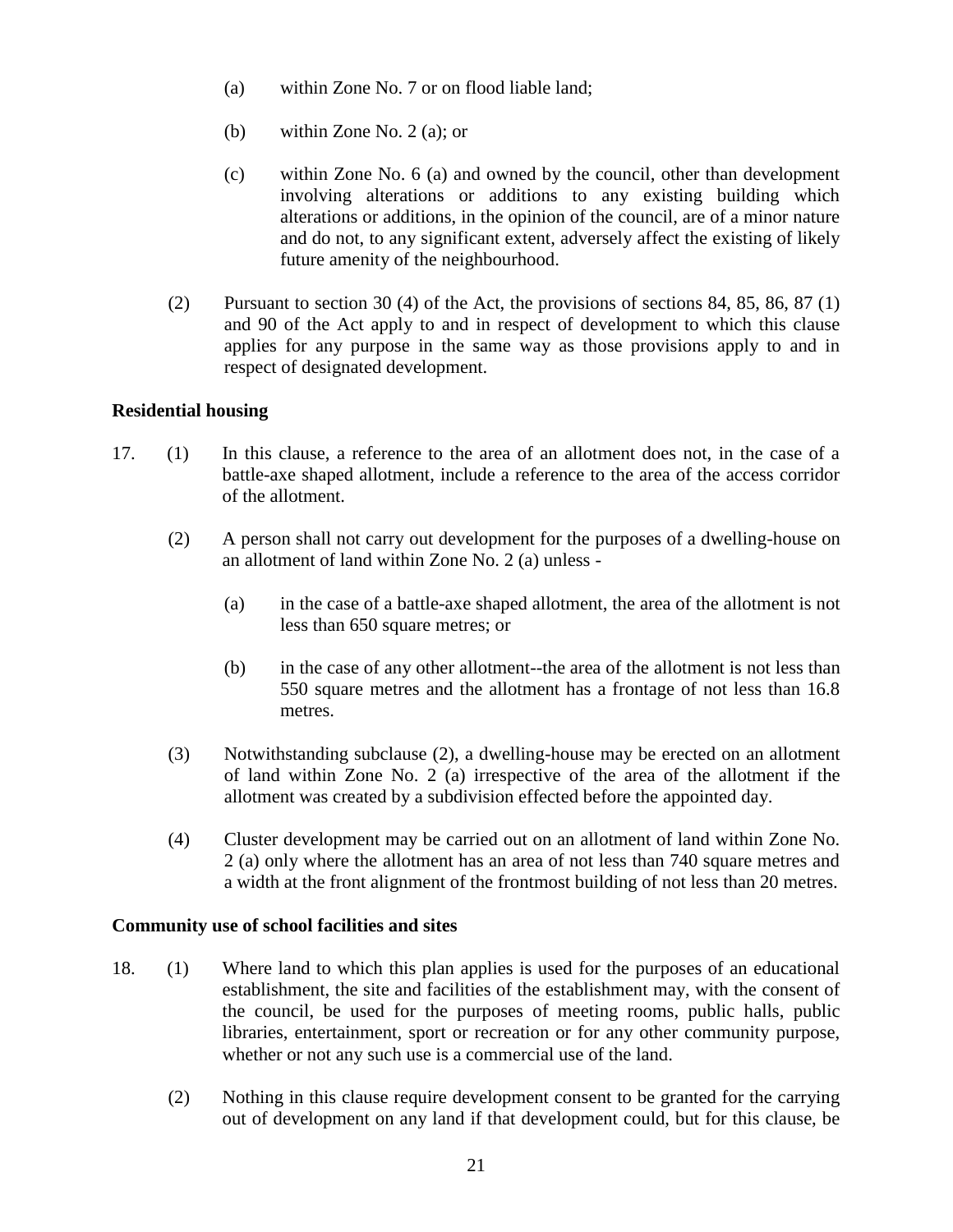(a) within Zone No. 7 or on flood liable land;

(b) within Zone No. 2 (a); or

(c) within Zone No. 6 (a) and owned by the council, other than development involving alterations or additions to any existing building which alterations or additions, in the opinion of the council, are of a minor nature and do not, to any significant extent, adversely affect the existing of likely future amenity of the neighbourhood.

(2) Pursuant to section 30 (4) of the Act, the provisions of sections 84, 85, 86, 87 (1) and 90 of the Act apply to and in respect of development to which this clause applies for any purpose in the same way as those provisions apply to and in respect of designated development.

**Residential housing**

17. (1) In this clause, a reference to the area of an allotment does not, in the case of a battle-axe shaped allotment, include a reference to the area of the access corridor of the allotment.

(2) A person shall not carry out development for the purposes of a dwelling-house on an allotment of land within Zone No. 2 (a) unless -

(a) in the case of a battle-axe shaped allotment, the area of the allotment is not less than 650 square metres; or

(b) in the case of any other allotment--the area of the allotment is not less than 550 square metres and the allotment has a frontage of not less than 16.8 metres.

(3) Notwithstanding subclause (2), a dwelling-house may be erected on an allotment of land within Zone No. 2 (a) irrespective of the area of the allotment if the allotment was created by a subdivision effected before the appointed day.

(4) Cluster development may be carried out on an allotment of land within Zone No. 2 (a) only where the allotment has an area of not less than 740 square metres and a width at the front alignment of the frontmost building of not less than 20 metres.

**Community use of school facilities and sites**

18. (1) Where land to which this plan applies is used for the purposes of an educational establishment, the site and facilities of the establishment may, with the consent of the council, be used for the purposes of meeting rooms, public halls, public libraries, entertainment, sport or recreation or for any other community purpose, whether or not any such use is a commercial use of the land.

(2) Nothing in this clause require development consent to be granted for the carrying out of development on any land if that development could, but for this clause, be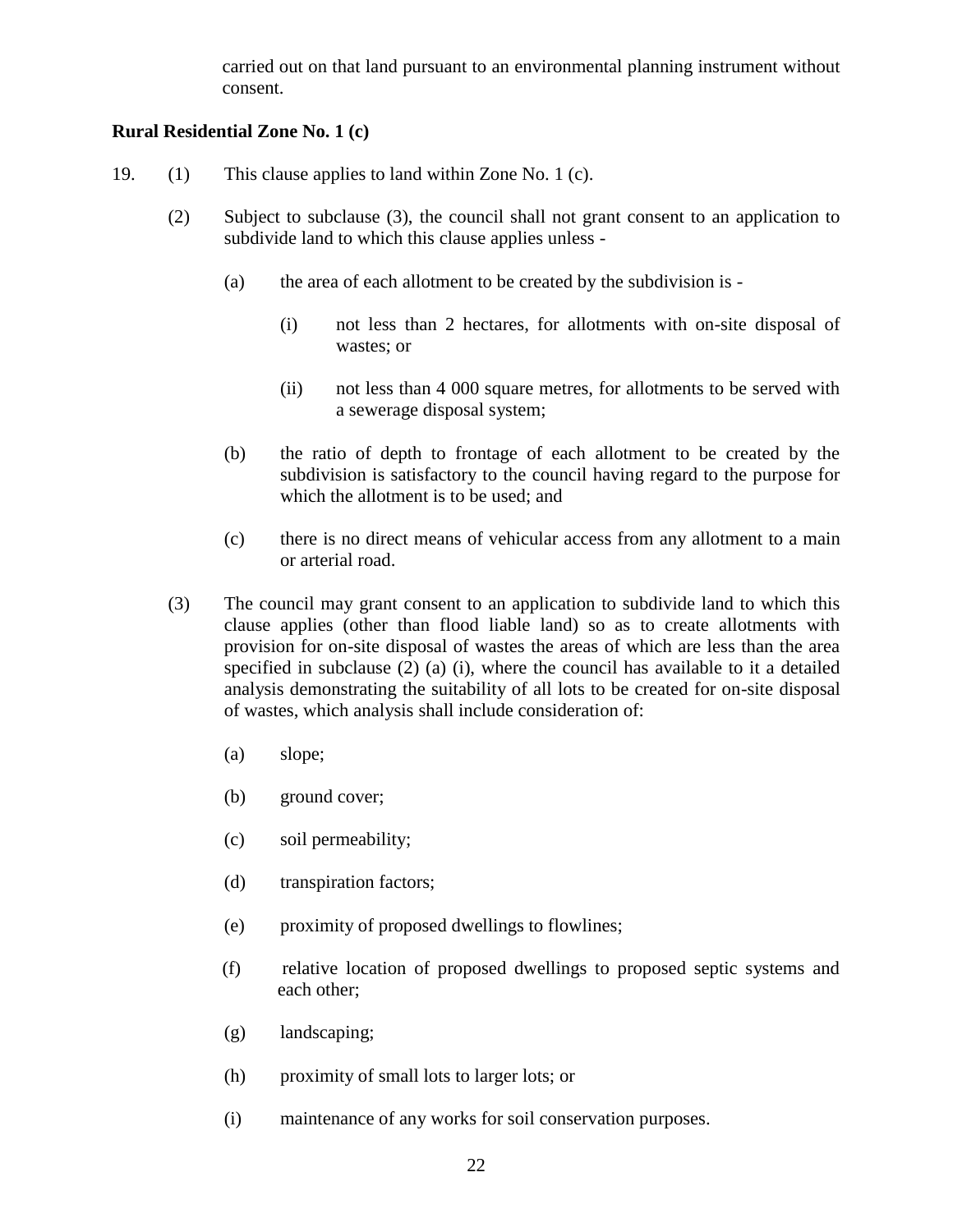carried out on that land pursuant to an environmental planning instrument without consent.

**Rural Residential Zone No. 1 (c)**

19. (1) This clause applies to land within Zone No. 1 (c).

(2) Subject to subclause (3), the council shall not grant consent to an application to subdivide land to which this clause applies unless -

(a) the area of each allotment to be created by the subdivision is -

(i) not less than 2 hectares, for allotments with on-site disposal of wastes; or

(ii) not less than 4 000 square metres, for allotments to be served with a sewerage disposal system;

(b) the ratio of depth to frontage of each allotment to be created by the subdivision is satisfactory to the council having regard to the purpose for which the allotment is to be used; and

(c) there is no direct means of vehicular access from any allotment to a main or arterial road.

(3) The council may grant consent to an application to subdivide land to which this clause applies (other than flood liable land) so as to create allotments with provision for on-site disposal of wastes the areas of which are less than the area specified in subclause (2) (a) (i), where the council has available to it a detailed analysis demonstrating the suitability of all lots to be created for on-site disposal of wastes, which analysis shall include consideration of:

(a) slope;

(b) ground cover;

(c) soil permeability;

(d) transpiration factors;

(e) proximity of proposed dwellings to flowlines;

(f) relative location of proposed dwellings to proposed septic systems and each other;

(g) landscaping;

(h) proximity of small lots to larger lots; or

(i) maintenance of any works for soil conservation purposes.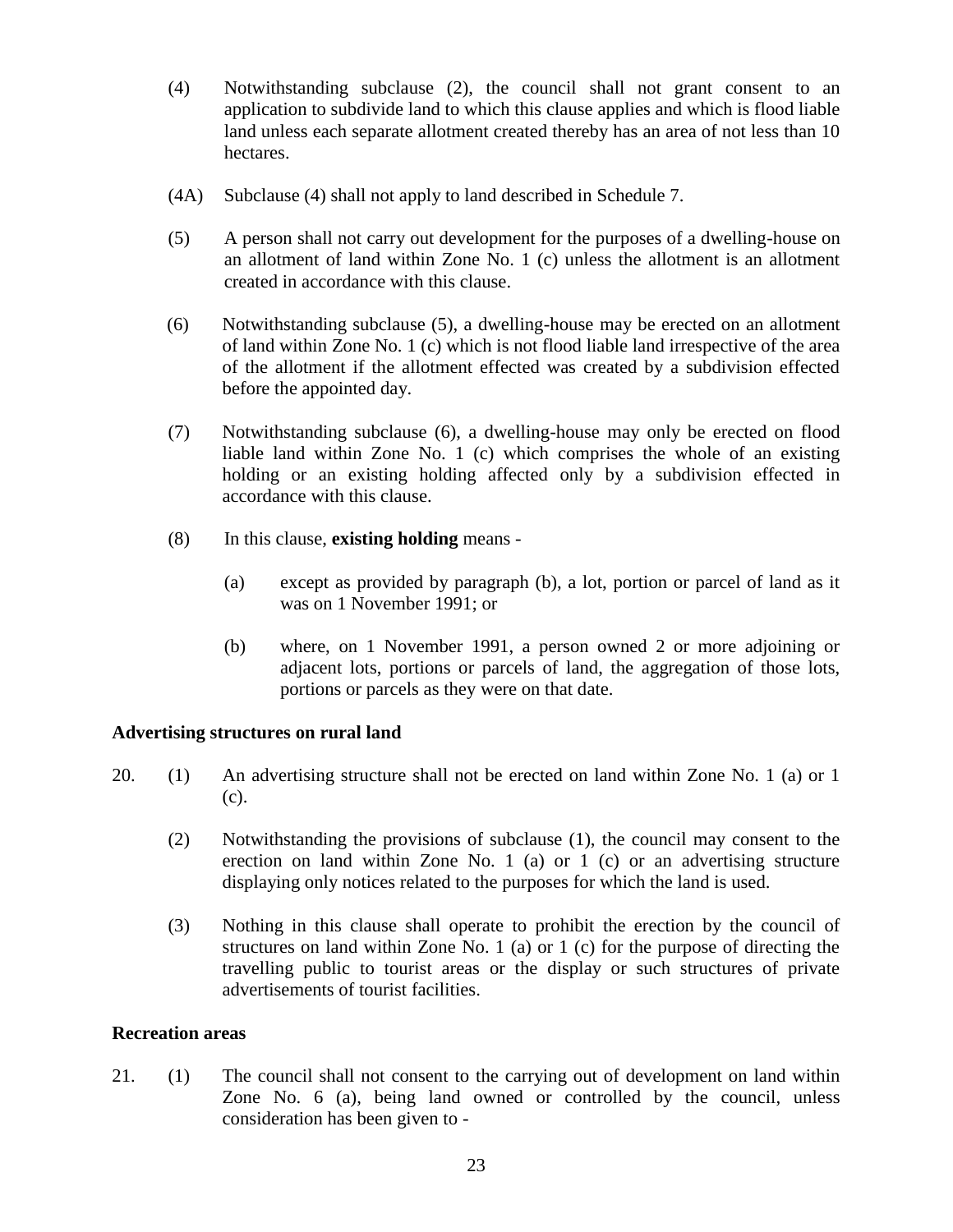(4) Notwithstanding subclause (2), the council shall not grant consent to an application to subdivide land to which this clause applies and which is flood liable land unless each separate allotment created thereby has an area of not less than 10 hectares.

(4A) Subclause (4) shall not apply to land described in Schedule 7.

(5) A person shall not carry out development for the purposes of a dwelling-house on an allotment of land within Zone No. 1 (c) unless the allotment is an allotment created in accordance with this clause.

(6) Notwithstanding subclause (5), a dwelling-house may be erected on an allotment of land within Zone No. 1 (c) which is not flood liable land irrespective of the area of the allotment if the allotment effected was created by a subdivision effected before the appointed day.

(7) Notwithstanding subclause (6), a dwelling-house may only be erected on flood liable land within Zone No. 1 (c) which comprises the whole of an existing holding or an existing holding affected only by a subdivision effected in accordance with this clause.

(8) In this clause, **existing holding** means -

(a) except as provided by paragraph (b), a lot, portion or parcel of land as it was on 1 November 1991; or

(b) where, on 1 November 1991, a person owned 2 or more adjoining or adjacent lots, portions or parcels of land, the aggregation of those lots, portions or parcels as they were on that date.

**Advertising structures on rural land**

20. (1) An advertising structure shall not be erected on land within Zone No. 1 (a) or 1 (c).

(2) Notwithstanding the provisions of subclause (1), the council may consent to the erection on land within Zone No. 1 (a) or 1 (c) or an advertising structure displaying only notices related to the purposes for which the land is used.

(3) Nothing in this clause shall operate to prohibit the erection by the council of structures on land within Zone No. 1 (a) or 1 (c) for the purpose of directing the travelling public to tourist areas or the display or such structures of private advertisements of tourist facilities.

**Recreation areas**

21. (1) The council shall not consent to the carrying out of development on land within Zone No. 6 (a), being land owned or controlled by the council, unless consideration has been given to -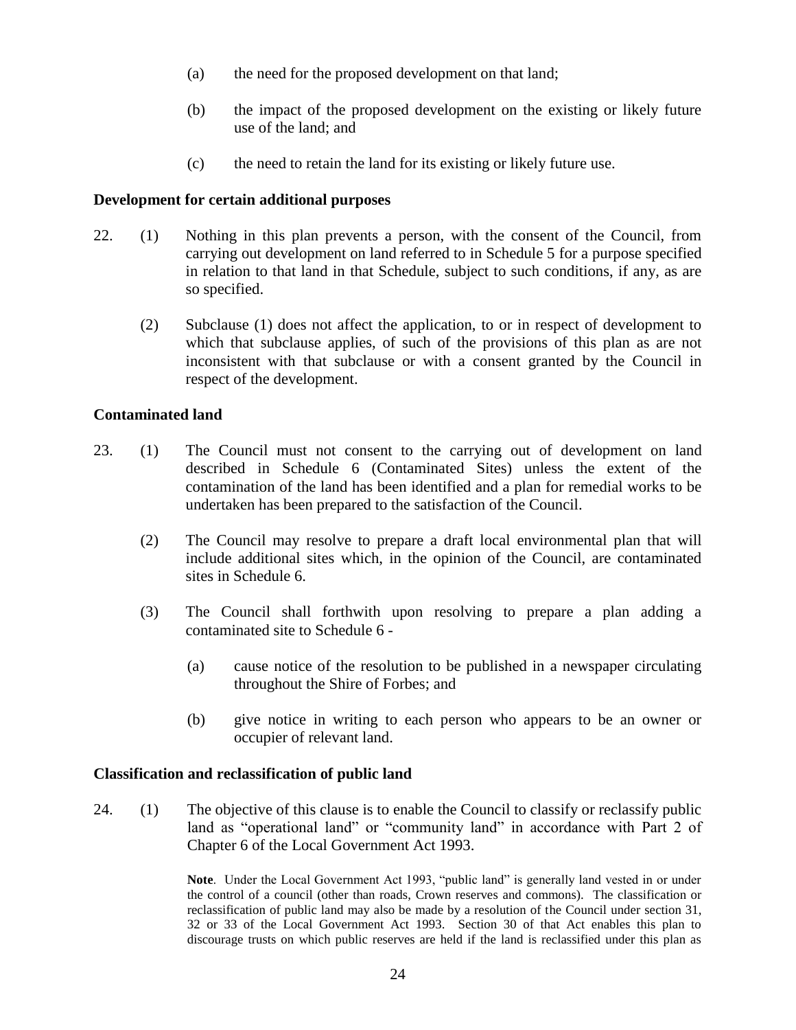(a) the need for the proposed development on that land;

(b) the impact of the proposed development on the existing or likely future use of the land; and

(c) the need to retain the land for its existing or likely future use.

**Development for certain additional purposes**

22. (1) Nothing in this plan prevents a person, with the consent of the Council, from carrying out development on land referred to in Schedule 5 for a purpose specified in relation to that land in that Schedule, subject to such conditions, if any, as are so specified.

(2) Subclause (1) does not affect the application, to or in respect of development to which that subclause applies, of such of the provisions of this plan as are not inconsistent with that subclause or with a consent granted by the Council in respect of the development.

**Contaminated land**

23. (1) The Council must not consent to the carrying out of development on land described in Schedule 6 (Contaminated Sites) unless the extent of the contamination of the land has been identified and a plan for remedial works to be undertaken has been prepared to the satisfaction of the Council.

(2) The Council may resolve to prepare a draft local environmental plan that will include additional sites which, in the opinion of the Council, are contaminated sites in Schedule 6.

(3) The Council shall forthwith upon resolving to prepare a plan adding a contaminated site to Schedule 6 -

(a) cause notice of the resolution to be published in a newspaper circulating throughout the Shire of Forbes; and

(b) give notice in writing to each person who appears to be an owner or occupier of relevant land.

**Classification and reclassification of public land**

24. (1) The objective of this clause is to enable the Council to classify or reclassify public land as "operational land" or "community land" in accordance with Part 2 of Chapter 6 of the Local Government Act 1993.

**Note**. Under the Local Government Act 1993, "public land" is generally land vested in or under the control of a council (other than roads, Crown reserves and commons). The classification or reclassification of public land may also be made by a resolution of the Council under section 31, 32 or 33 of the Local Government Act 1993. Section 30 of that Act enables this plan to discourage trusts on which public reserves are held if the land is reclassified under this plan as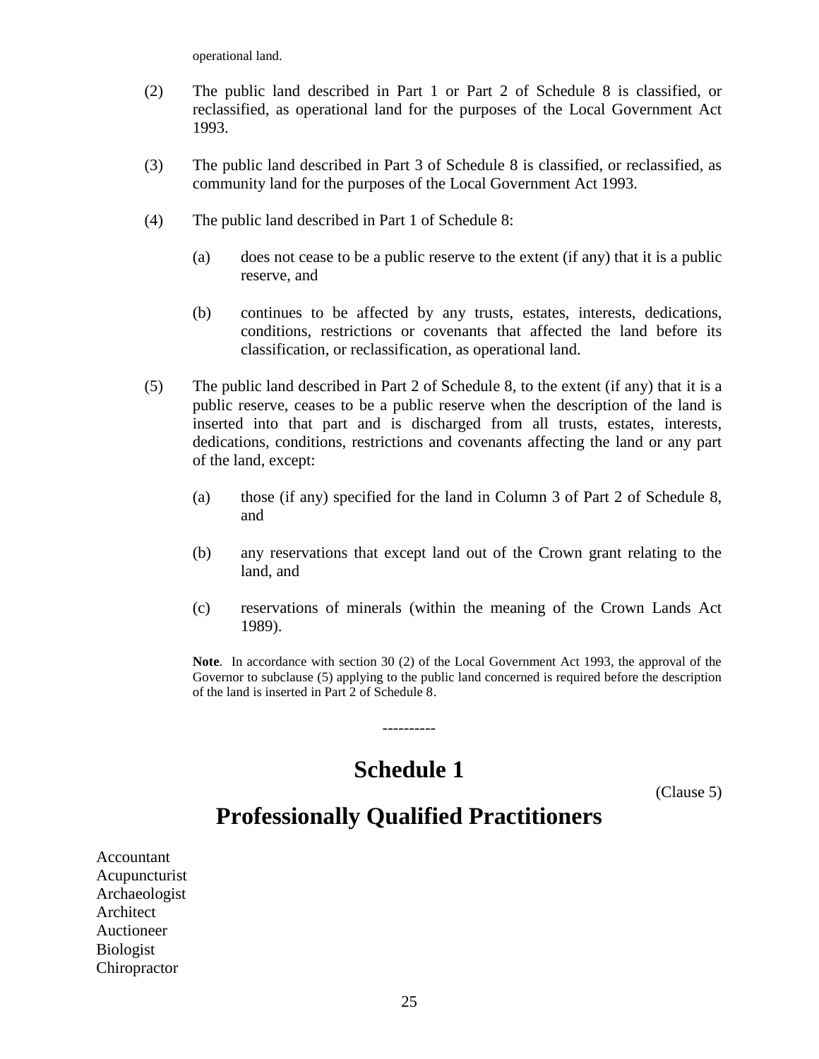operational land.

(2) The public land described in Part 1 or Part 2 of Schedule 8 is classified, or reclassified, as operational land for the purposes of the Local Government Act 1993.

(3) The public land described in Part 3 of Schedule 8 is classified, or reclassified, as community land for the purposes of the Local Government Act 1993.

(4) The public land described in Part 1 of Schedule 8:

(a) does not cease to be a public reserve to the extent (if any) that it is a public reserve, and

(b) continues to be affected by any trusts, estates, interests, dedications, conditions, restrictions or covenants that affected the land before its classification, or reclassification, as operational land.

(5) The public land described in Part 2 of Schedule 8, to the extent (if any) that it is a public reserve, ceases to be a public reserve when the description of the land is inserted into that part and is discharged from all trusts, estates, interests, dedications, conditions, restrictions and covenants affecting the land or any part of the land, except:

(a) those (if any) specified for the land in Column 3 of Part 2 of Schedule 8, and

(b) any reservations that except land out of the Crown grant relating to the land, and

(c) reservations of minerals (within the meaning of the Crown Lands Act 1989).

**Note**. In accordance with section 30 (2) of the Local Government Act 1993, the approval of the Governor to subclause (5) applying to the public land concerned is required before the description of the land is inserted in Part 2 of Schedule 8.

----------

# Schedule 1

(Clause 5)

# Professionally Qualified Practitioners

Accountant
Acupuncturist
Archaeologist
Architect
Auctioneer
Biologist
Chiropractor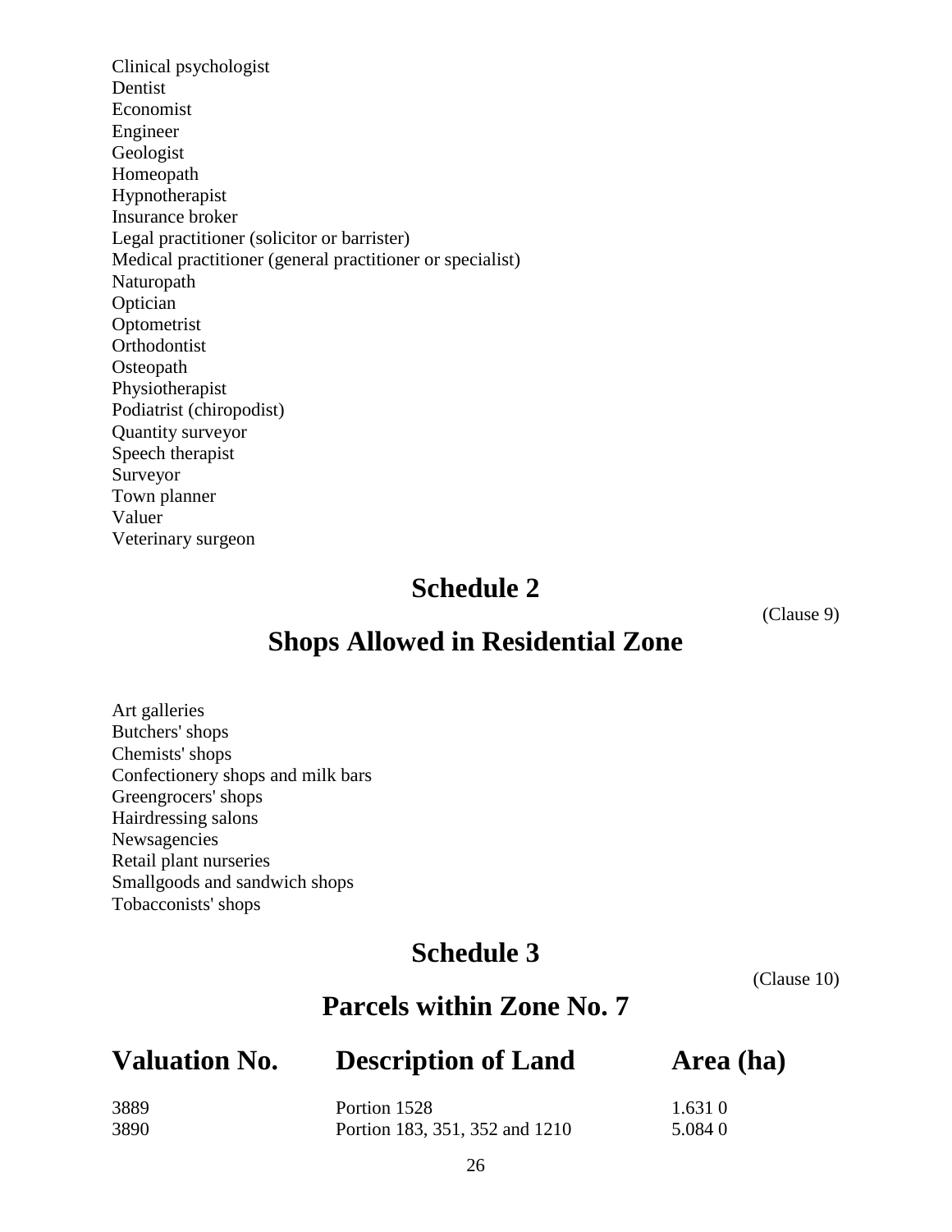Clinical psychologist
Dentist
Economist
Engineer
Geologist
Homeopath
Hypnotherapist
Insurance broker
Legal practitioner (solicitor or barrister)
Medical practitioner (general practitioner or specialist)
Naturopath
Optician
Optometrist
Orthodontist
Osteopath
Physiotherapist
Podiatrist (chiropodist)
Quantity surveyor
Speech therapist
Surveyor
Town planner
Valuer
Veterinary surgeon

## Schedule 2

(Clause 9)

## Shops Allowed in Residential Zone

Art galleries
Butchers' shops
Chemists' shops
Confectionery shops and milk bars
Greengrocers' shops
Hairdressing salons
Newsagencies
Retail plant nurseries
Smallgoods and sandwich shops
Tobacconists' shops

## Schedule 3

(Clause 10)

## Parcels within Zone No. 7

| Valuation No. | Description of Land | Area (ha) |
|---|---|---|
| 3889 | Portion 1528 | 1.631 0 |
| 3890 | Portion 183, 351, 352 and 1210 | 5.084 0 |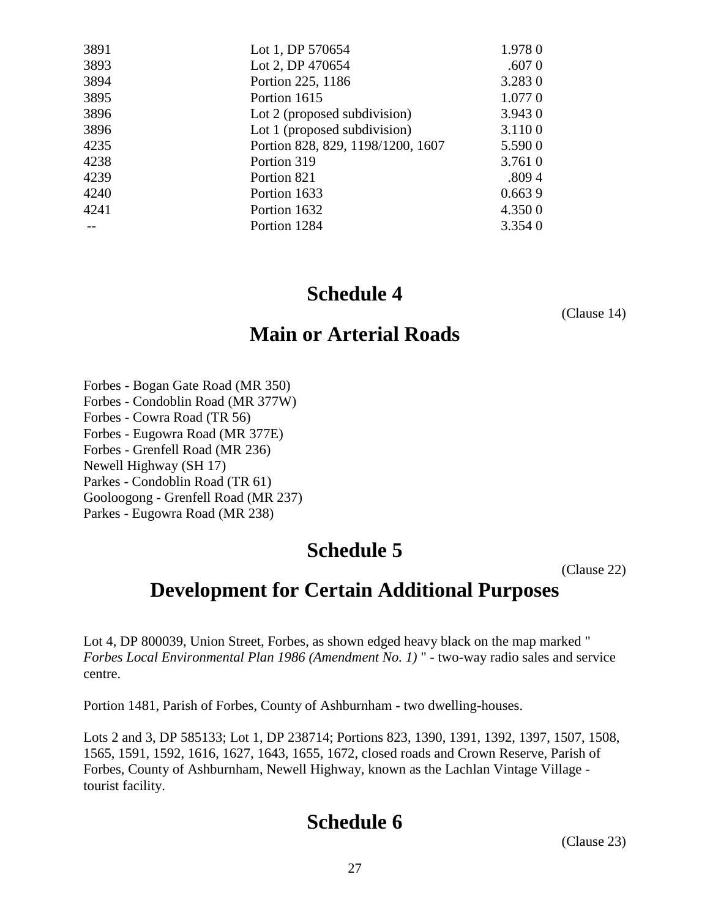| | | |
|---|---|---|
| 3891 | Lot 1, DP 570654 | 1.978 0 |
| 3893 | Lot 2, DP 470654 | .607 0 |
| 3894 | Portion 225, 1186 | 3.283 0 |
| 3895 | Portion 1615 | 1.077 0 |
| 3896 | Lot 2 (proposed subdivision) | 3.943 0 |
| 3896 | Lot 1 (proposed subdivision) | 3.110 0 |
| 4235 | Portion 828, 829, 1198/1200, 1607 | 5.590 0 |
| 4238 | Portion 319 | 3.761 0 |
| 4239 | Portion 821 | .809 4 |
| 4240 | Portion 1633 | 0.663 9 |
| 4241 | Portion 1632 | 4.350 0 |
| -- | Portion 1284 | 3.354 0 |

# Schedule 4

(Clause 14)

# Main or Arterial Roads

Forbes - Bogan Gate Road (MR 350)
Forbes - Condoblin Road (MR 377W)
Forbes - Cowra Road (TR 56)
Forbes - Eugowra Road (MR 377E)
Forbes - Grenfell Road (MR 236)
Newell Highway (SH 17)
Parkes - Condoblin Road (TR 61)
Gooloogong - Grenfell Road (MR 237)
Parkes - Eugowra Road (MR 238)

# Schedule 5

(Clause 22)

# Development for Certain Additional Purposes

Lot 4, DP 800039, Union Street, Forbes, as shown edged heavy black on the map marked "*Forbes Local Environmental Plan 1986 (Amendment No. 1)*" - two-way radio sales and service centre.

Portion 1481, Parish of Forbes, County of Ashburnham - two dwelling-houses.

Lots 2 and 3, DP 585133; Lot 1, DP 238714; Portions 823, 1390, 1391, 1392, 1397, 1507, 1508, 1565, 1591, 1592, 1616, 1627, 1643, 1655, 1672, closed roads and Crown Reserve, Parish of Forbes, County of Ashburnham, Newell Highway, known as the Lachlan Vintage Village - tourist facility.

# Schedule 6

(Clause 23)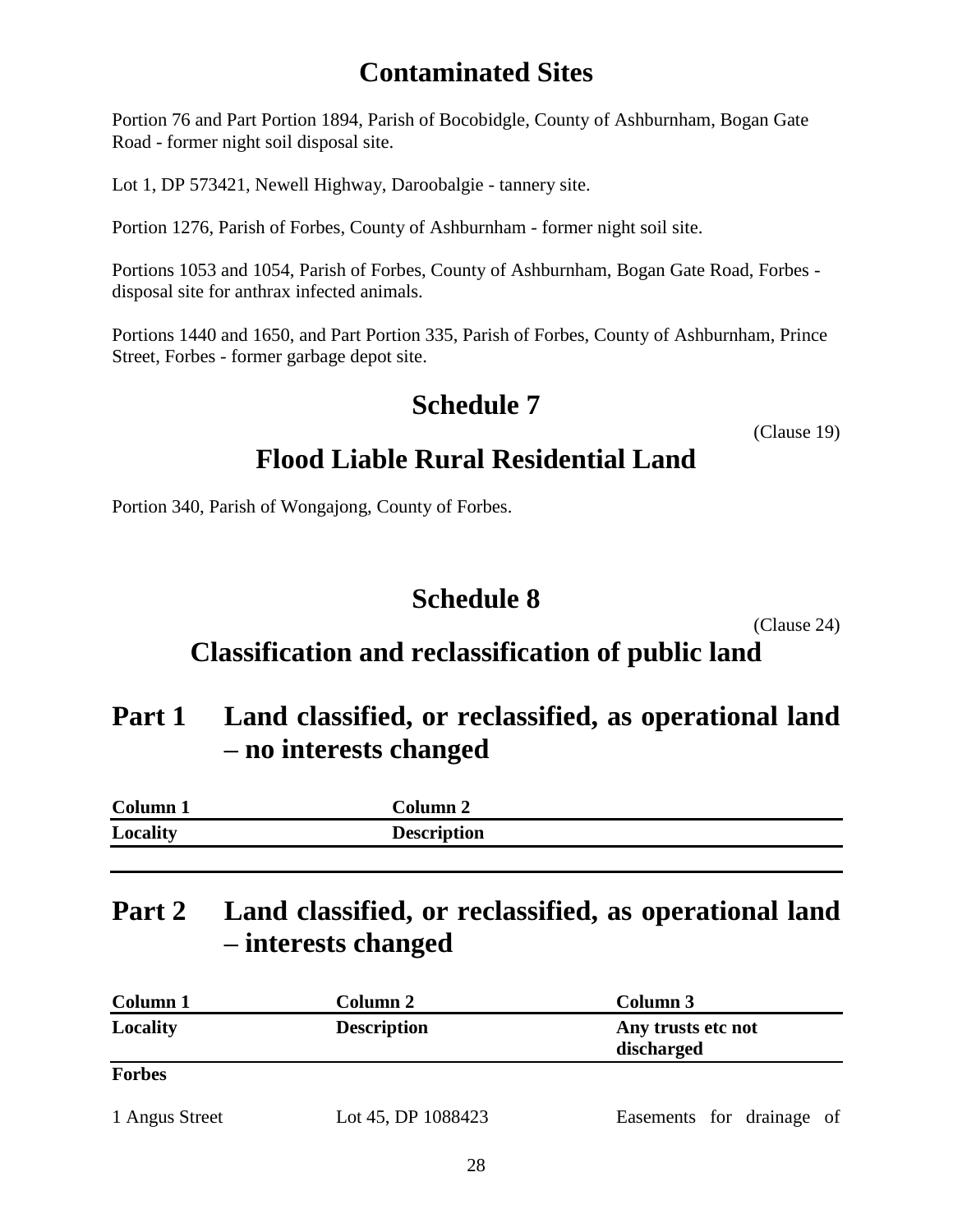## Contaminated Sites

Portion 76 and Part Portion 1894, Parish of Bocobidgle, County of Ashburnham, Bogan Gate Road - former night soil disposal site.

Lot 1, DP 573421, Newell Highway, Daroobalgie - tannery site.

Portion 1276, Parish of Forbes, County of Ashburnham - former night soil site.

Portions 1053 and 1054, Parish of Forbes, County of Ashburnham, Bogan Gate Road, Forbes - disposal site for anthrax infected animals.

Portions 1440 and 1650, and Part Portion 335, Parish of Forbes, County of Ashburnham, Prince Street, Forbes - former garbage depot site.

# Schedule 7

(Clause 19)

## Flood Liable Rural Residential Land

Portion 340, Parish of Wongajong, County of Forbes.

# Schedule 8

(Clause 24)

## Classification and reclassification of public land

## Part 1 Land classified, or reclassified, as operational land – no interests changed

| Column 1 | Column 2 |
|---|---|
| **Locality** | **Description** |

## Part 2 Land classified, or reclassified, as operational land – interests changed

| Column 1 | Column 2 | Column 3 |
|---|---|---|
| **Locality** | **Description** | **Any trusts etc not discharged** |
| **Forbes** | | |
| 1 Angus Street | Lot 45, DP 1088423 | Easements for drainage of |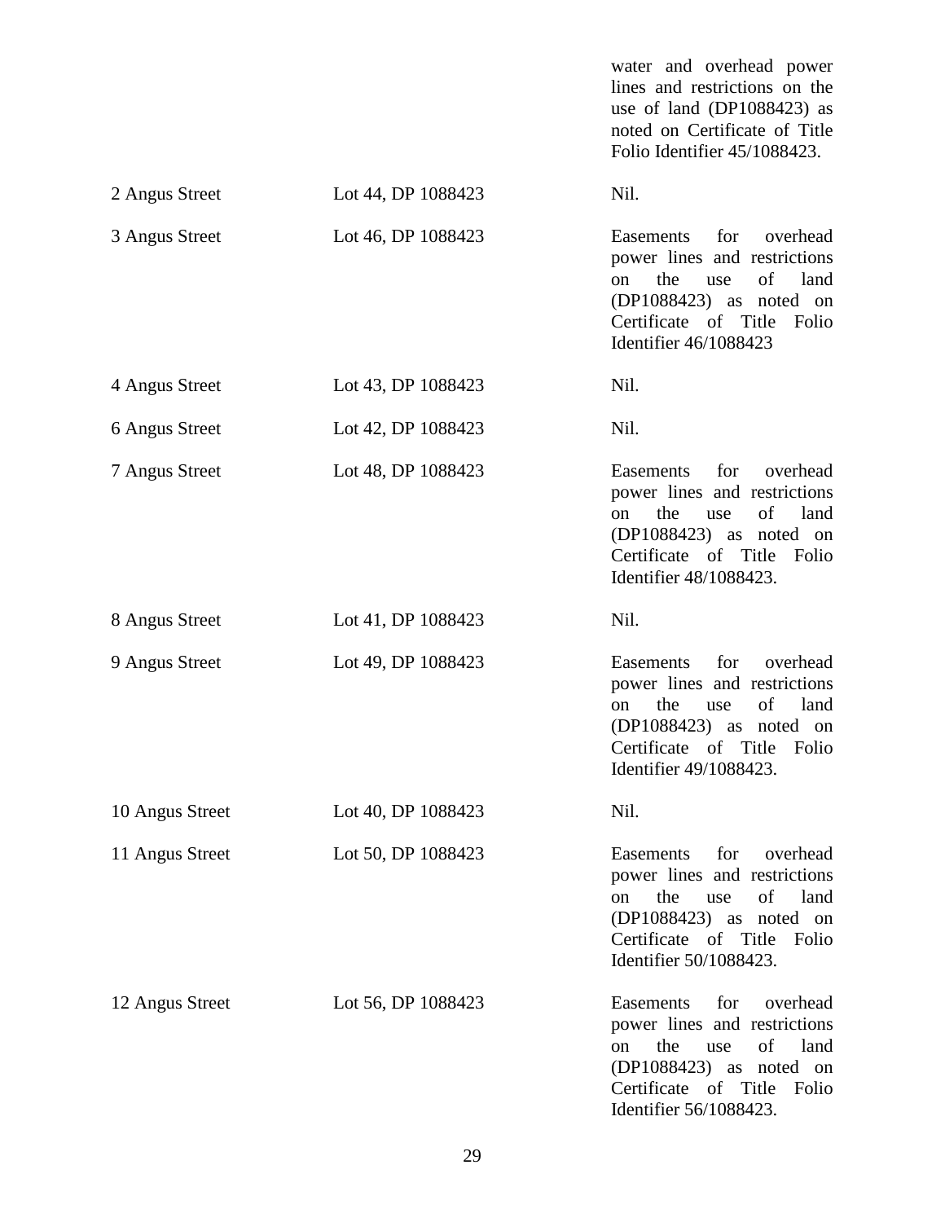| | | |
|---|---|---|
| | | water and overhead power lines and restrictions on the use of land (DP1088423) as noted on Certificate of Title Folio Identifier 45/1088423. |
| 2 Angus Street | Lot 44, DP 1088423 | Nil. |
| 3 Angus Street | Lot 46, DP 1088423 | Easements for overhead power lines and restrictions on the use of land (DP1088423) as noted on Certificate of Title Folio Identifier 46/1088423 |
| 4 Angus Street | Lot 43, DP 1088423 | Nil. |
| 6 Angus Street | Lot 42, DP 1088423 | Nil. |
| 7 Angus Street | Lot 48, DP 1088423 | Easements for overhead power lines and restrictions on the use of land (DP1088423) as noted on Certificate of Title Folio Identifier 48/1088423. |
| 8 Angus Street | Lot 41, DP 1088423 | Nil. |
| 9 Angus Street | Lot 49, DP 1088423 | Easements for overhead power lines and restrictions on the use of land (DP1088423) as noted on Certificate of Title Folio Identifier 49/1088423. |
| 10 Angus Street | Lot 40, DP 1088423 | Nil. |
| 11 Angus Street | Lot 50, DP 1088423 | Easements for overhead power lines and restrictions on the use of land (DP1088423) as noted on Certificate of Title Folio Identifier 50/1088423. |
| 12 Angus Street | Lot 56, DP 1088423 | Easements for overhead power lines and restrictions on the use of land (DP1088423) as noted on Certificate of Title Folio Identifier 56/1088423. |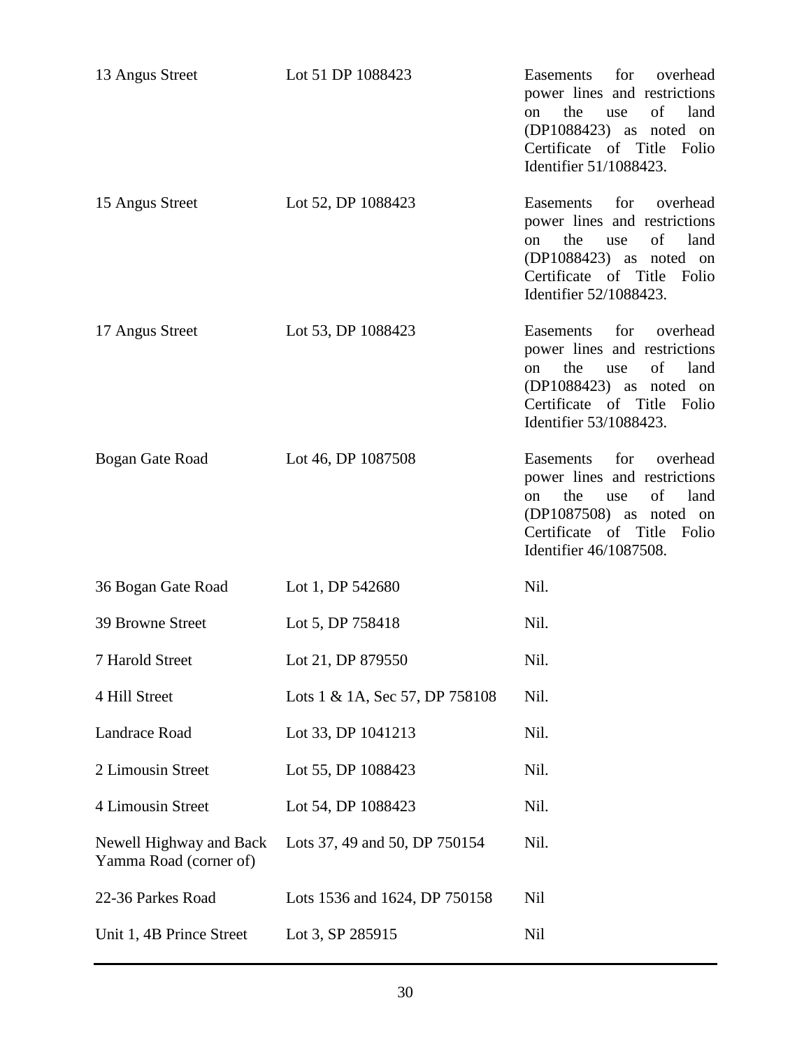| | | |
|---|---|---|
| 13 Angus Street | Lot 51 DP 1088423 | Easements for overhead power lines and restrictions on the use of land (DP1088423) as noted on Certificate of Title Folio Identifier 51/1088423. |
| 15 Angus Street | Lot 52, DP 1088423 | Easements for overhead power lines and restrictions on the use of land (DP1088423) as noted on Certificate of Title Folio Identifier 52/1088423. |
| 17 Angus Street | Lot 53, DP 1088423 | Easements for overhead power lines and restrictions on the use of land (DP1088423) as noted on Certificate of Title Folio Identifier 53/1088423. |
| Bogan Gate Road | Lot 46, DP 1087508 | Easements for overhead power lines and restrictions on the use of land (DP1087508) as noted on Certificate of Title Folio Identifier 46/1087508. |
| 36 Bogan Gate Road | Lot 1, DP 542680 | Nil. |
| 39 Browne Street | Lot 5, DP 758418 | Nil. |
| 7 Harold Street | Lot 21, DP 879550 | Nil. |
| 4 Hill Street | Lots 1 & 1A, Sec 57, DP 758108 | Nil. |
| Landrace Road | Lot 33, DP 1041213 | Nil. |
| 2 Limousin Street | Lot 55, DP 1088423 | Nil. |
| 4 Limousin Street | Lot 54, DP 1088423 | Nil. |
| Newell Highway and Back Yamma Road (corner of) | Lots 37, 49 and 50, DP 750154 | Nil. |
| 22-36 Parkes Road | Lots 1536 and 1624, DP 750158 | Nil |
| Unit 1, 4B Prince Street | Lot 3, SP 285915 | Nil |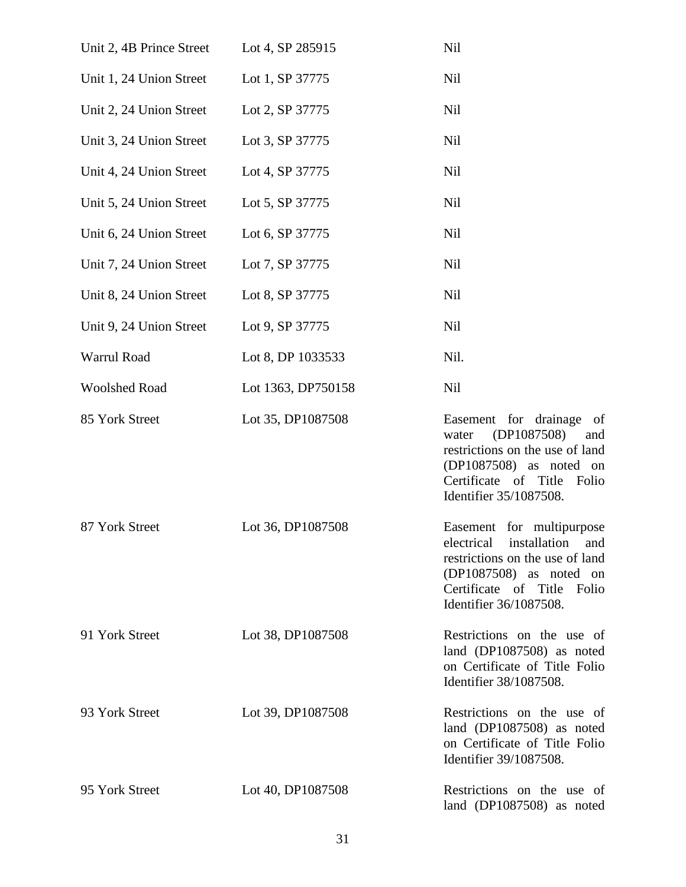| | | |
|---|---|---|
| Unit 2, 4B Prince Street | Lot 4, SP 285915 | Nil |
| Unit 1, 24 Union Street | Lot 1, SP 37775 | Nil |
| Unit 2, 24 Union Street | Lot 2, SP 37775 | Nil |
| Unit 3, 24 Union Street | Lot 3, SP 37775 | Nil |
| Unit 4, 24 Union Street | Lot 4, SP 37775 | Nil |
| Unit 5, 24 Union Street | Lot 5, SP 37775 | Nil |
| Unit 6, 24 Union Street | Lot 6, SP 37775 | Nil |
| Unit 7, 24 Union Street | Lot 7, SP 37775 | Nil |
| Unit 8, 24 Union Street | Lot 8, SP 37775 | Nil |
| Unit 9, 24 Union Street | Lot 9, SP 37775 | Nil |
| Warrul Road | Lot 8, DP 1033533 | Nil. |
| Woolshed Road | Lot 1363, DP750158 | Nil |
| 85 York Street | Lot 35, DP1087508 | Easement for drainage of water (DP1087508) and restrictions on the use of land (DP1087508) as noted on Certificate of Title Folio Identifier 35/1087508. |
| 87 York Street | Lot 36, DP1087508 | Easement for multipurpose electrical installation and restrictions on the use of land (DP1087508) as noted on Certificate of Title Folio Identifier 36/1087508. |
| 91 York Street | Lot 38, DP1087508 | Restrictions on the use of land (DP1087508) as noted on Certificate of Title Folio Identifier 38/1087508. |
| 93 York Street | Lot 39, DP1087508 | Restrictions on the use of land (DP1087508) as noted on Certificate of Title Folio Identifier 39/1087508. |
| 95 York Street | Lot 40, DP1087508 | Restrictions on the use of land (DP1087508) as noted |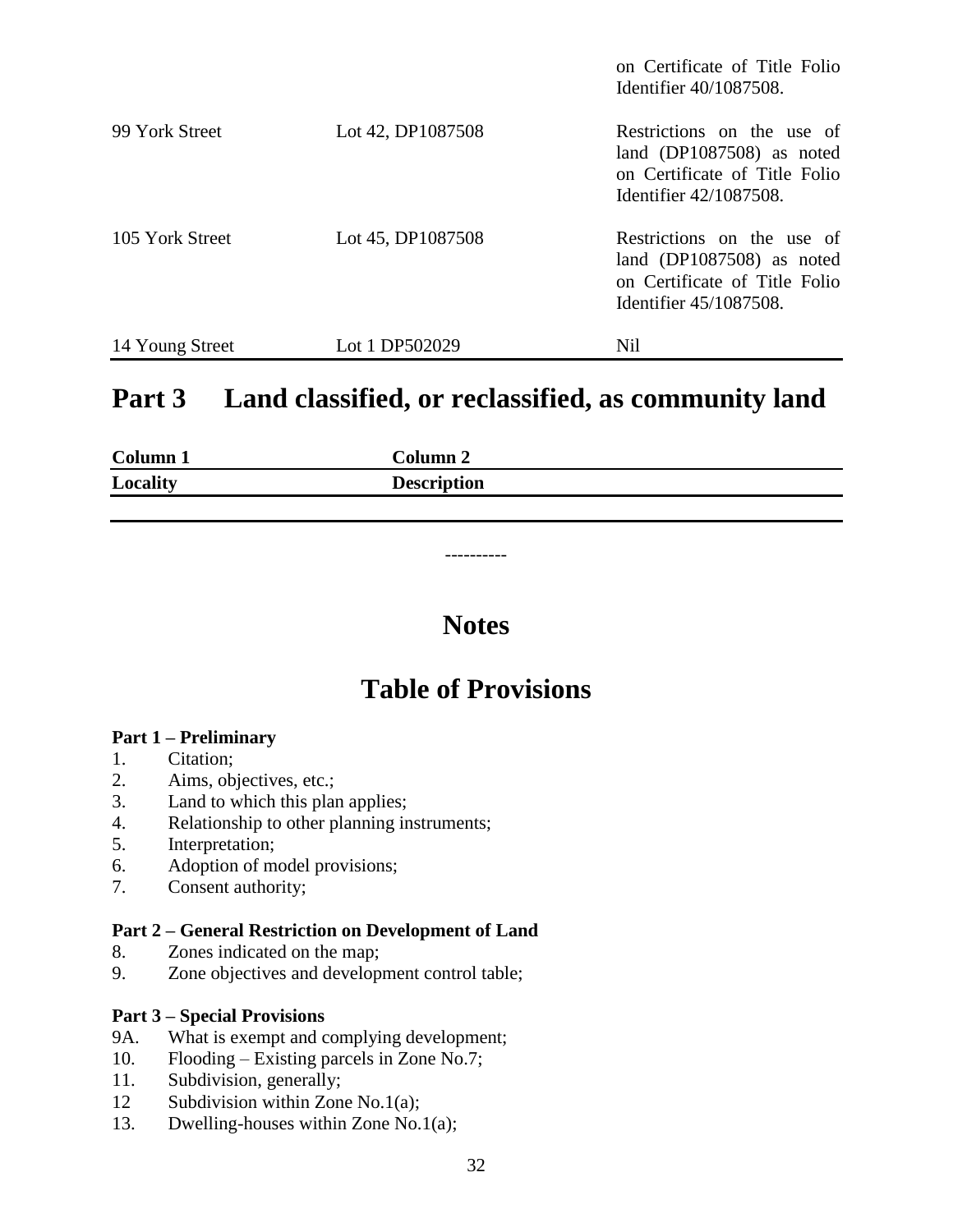| | | |
|---|---|---|
| | | on Certificate of Title Folio Identifier 40/1087508. |
| 99 York Street | Lot 42, DP1087508 | Restrictions on the use of land (DP1087508) as noted on Certificate of Title Folio Identifier 42/1087508. |
| 105 York Street | Lot 45, DP1087508 | Restrictions on the use of land (DP1087508) as noted on Certificate of Title Folio Identifier 45/1087508. |
| 14 Young Street | Lot 1 DP502029 | Nil |

## Part 3 Land classified, or reclassified, as community land

| Column 1 | Column 2 |
|---|---|
| **Locality** | **Description** |
| | |

----------

# Notes

# Table of Provisions

**Part 1 – Preliminary**

1. Citation;
2. Aims, objectives, etc.;
3. Land to which this plan applies;
4. Relationship to other planning instruments;
5. Interpretation;
6. Adoption of model provisions;
7. Consent authority;

**Part 2 – General Restriction on Development of Land**

8. Zones indicated on the map;
9. Zone objectives and development control table;

**Part 3 – Special Provisions**

9A. What is exempt and complying development;
10. Flooding – Existing parcels in Zone No.7;
11. Subdivision, generally;
12 Subdivision within Zone No.1(a);
13. Dwelling-houses within Zone No.1(a);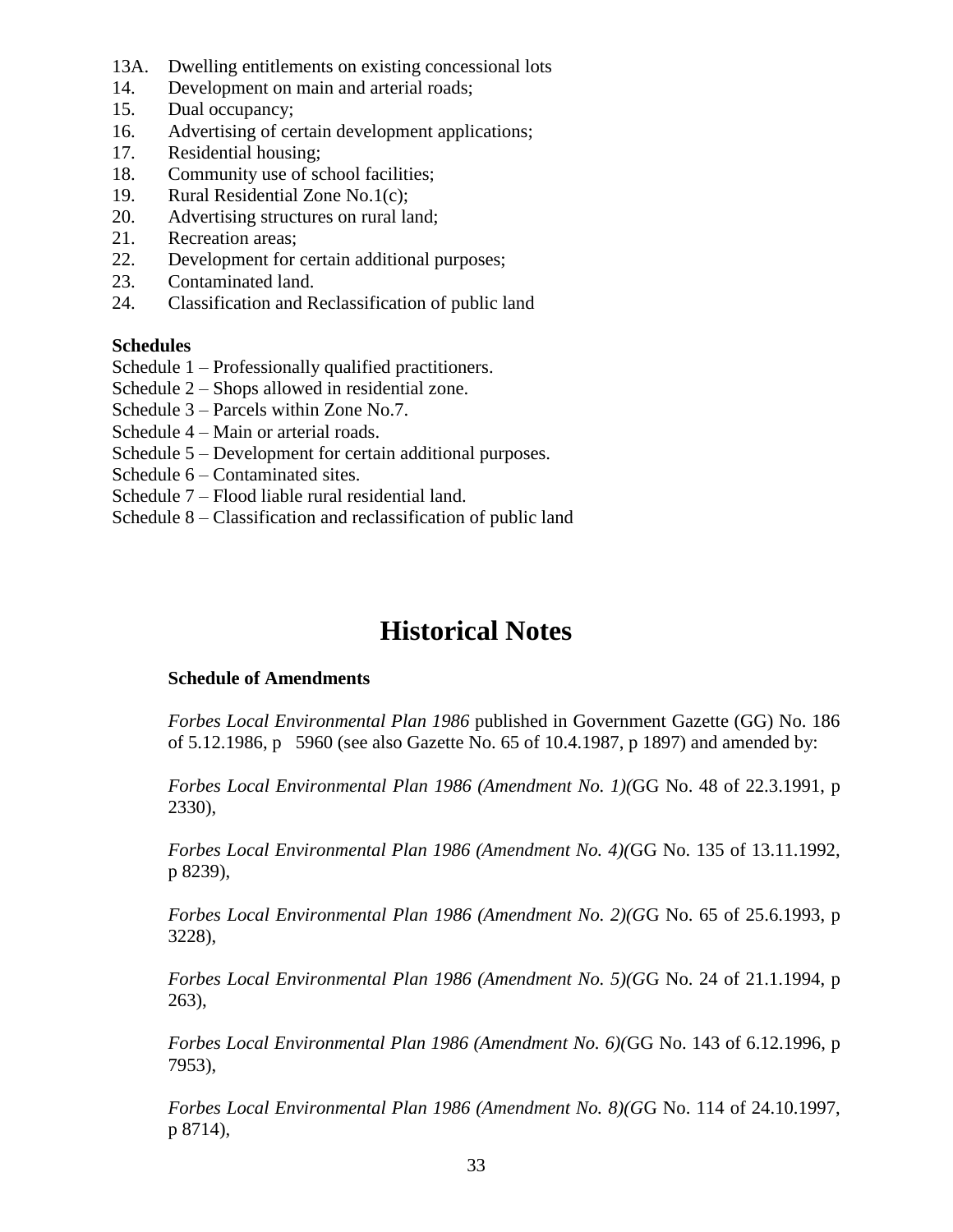13A. Dwelling entitlements on existing concessional lots
14. Development on main and arterial roads;
15. Dual occupancy;
16. Advertising of certain development applications;
17. Residential housing;
18. Community use of school facilities;
19. Rural Residential Zone No.1(c);
20. Advertising structures on rural land;
21. Recreation areas;
22. Development for certain additional purposes;
23. Contaminated land.
24. Classification and Reclassification of public land

**Schedules**

Schedule 1 – Professionally qualified practitioners.
Schedule 2 – Shops allowed in residential zone.
Schedule 3 – Parcels within Zone No.7.
Schedule 4 – Main or arterial roads.
Schedule 5 – Development for certain additional purposes.
Schedule 6 – Contaminated sites.
Schedule 7 – Flood liable rural residential land.
Schedule 8 – Classification and reclassification of public land

# Historical Notes

**Schedule of Amendments**

*Forbes Local Environmental Plan 1986* published in Government Gazette (GG) No. 186 of 5.12.1986, p 5960 (see also Gazette No. 65 of 10.4.1987, p 1897) and amended by:

*Forbes Local Environmental Plan 1986 (Amendment No. 1)(*GG No. 48 of 22.3.1991, p 2330),

*Forbes Local Environmental Plan 1986 (Amendment No. 4)(*GG No. 135 of 13.11.1992, p 8239),

*Forbes Local Environmental Plan 1986 (Amendment No. 2)(G*G No. 65 of 25.6.1993, p 3228),

*Forbes Local Environmental Plan 1986 (Amendment No. 5)(G*G No. 24 of 21.1.1994, p 263),

*Forbes Local Environmental Plan 1986 (Amendment No. 6)(*GG No. 143 of 6.12.1996, p 7953),

*Forbes Local Environmental Plan 1986 (Amendment No. 8)(G*G No. 114 of 24.10.1997, p 8714),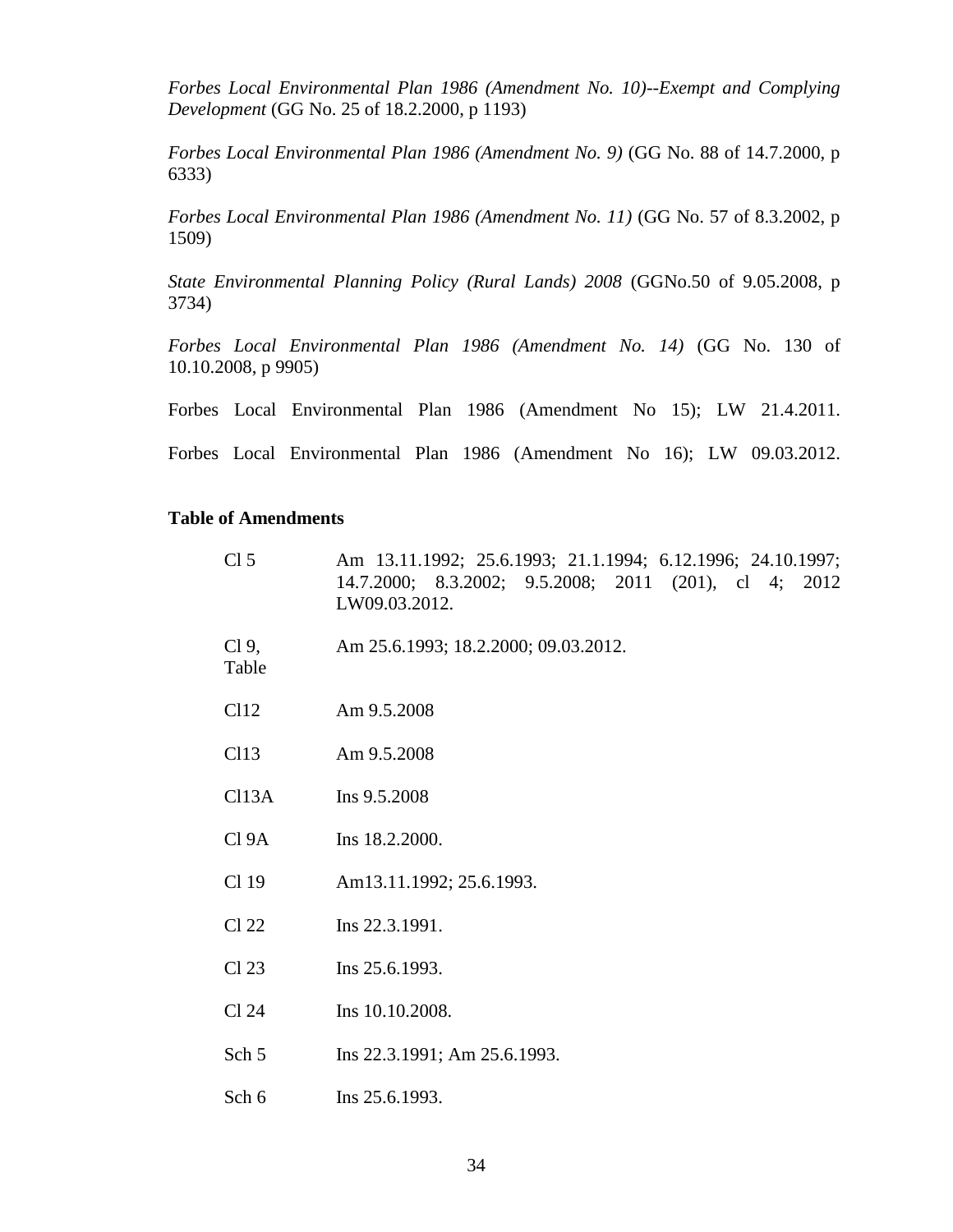*Forbes Local Environmental Plan 1986 (Amendment No. 10)--Exempt and Complying Development* (GG No. 25 of 18.2.2000, p 1193)

*Forbes Local Environmental Plan 1986 (Amendment No. 9)* (GG No. 88 of 14.7.2000, p 6333)

*Forbes Local Environmental Plan 1986 (Amendment No. 11)* (GG No. 57 of 8.3.2002, p 1509)

*State Environmental Planning Policy (Rural Lands) 2008* (GGNo.50 of 9.05.2008, p 3734)

*Forbes Local Environmental Plan 1986 (Amendment No. 14)* (GG No. 130 of 10.10.2008, p 9905)

Forbes Local Environmental Plan 1986 (Amendment No 15); LW 21.4.2011.

Forbes Local Environmental Plan 1986 (Amendment No 16); LW 09.03.2012.

**Table of Amendments**

| | |
|---|---|
| Cl 5 | Am 13.11.1992; 25.6.1993; 21.1.1994; 6.12.1996; 24.10.1997; 14.7.2000; 8.3.2002; 9.5.2008; 2011 (201), cl 4; 2012 LW09.03.2012. |
| Cl 9, Table | Am 25.6.1993; 18.2.2000; 09.03.2012. |
| Cl12 | Am 9.5.2008 |
| Cl13 | Am 9.5.2008 |
| Cl13A | Ins 9.5.2008 |
| Cl 9A | Ins 18.2.2000. |
| Cl 19 | Am13.11.1992; 25.6.1993. |
| Cl 22 | Ins 22.3.1991. |
| Cl 23 | Ins 25.6.1993. |
| Cl 24 | Ins 10.10.2008. |
| Sch 5 | Ins 22.3.1991; Am 25.6.1993. |
| Sch 6 | Ins 25.6.1993. |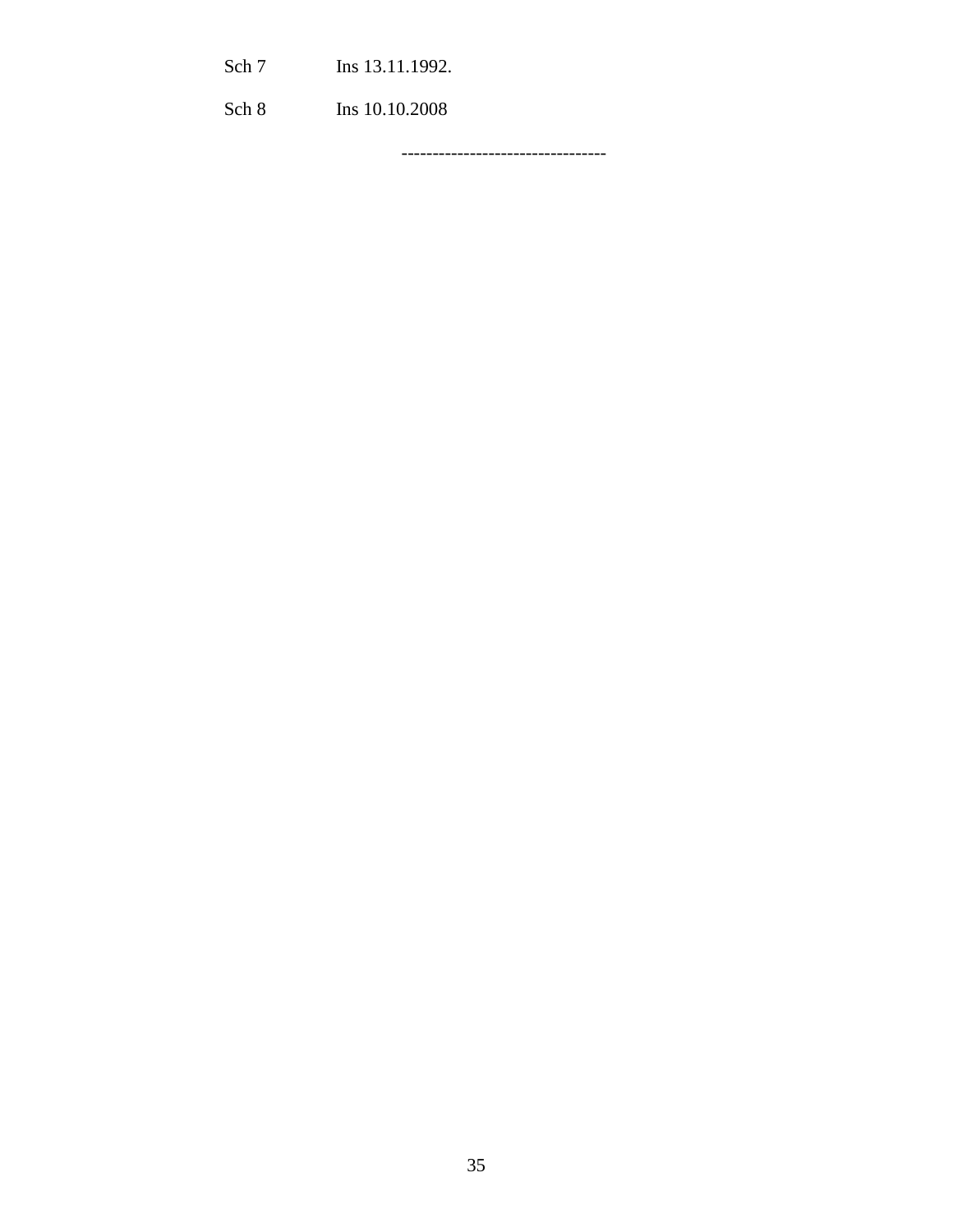| | |
|---|---|
| Sch 7 | Ins 13.11.1992. |
| Sch 8 | Ins 10.10.2008 |

---------------------------------